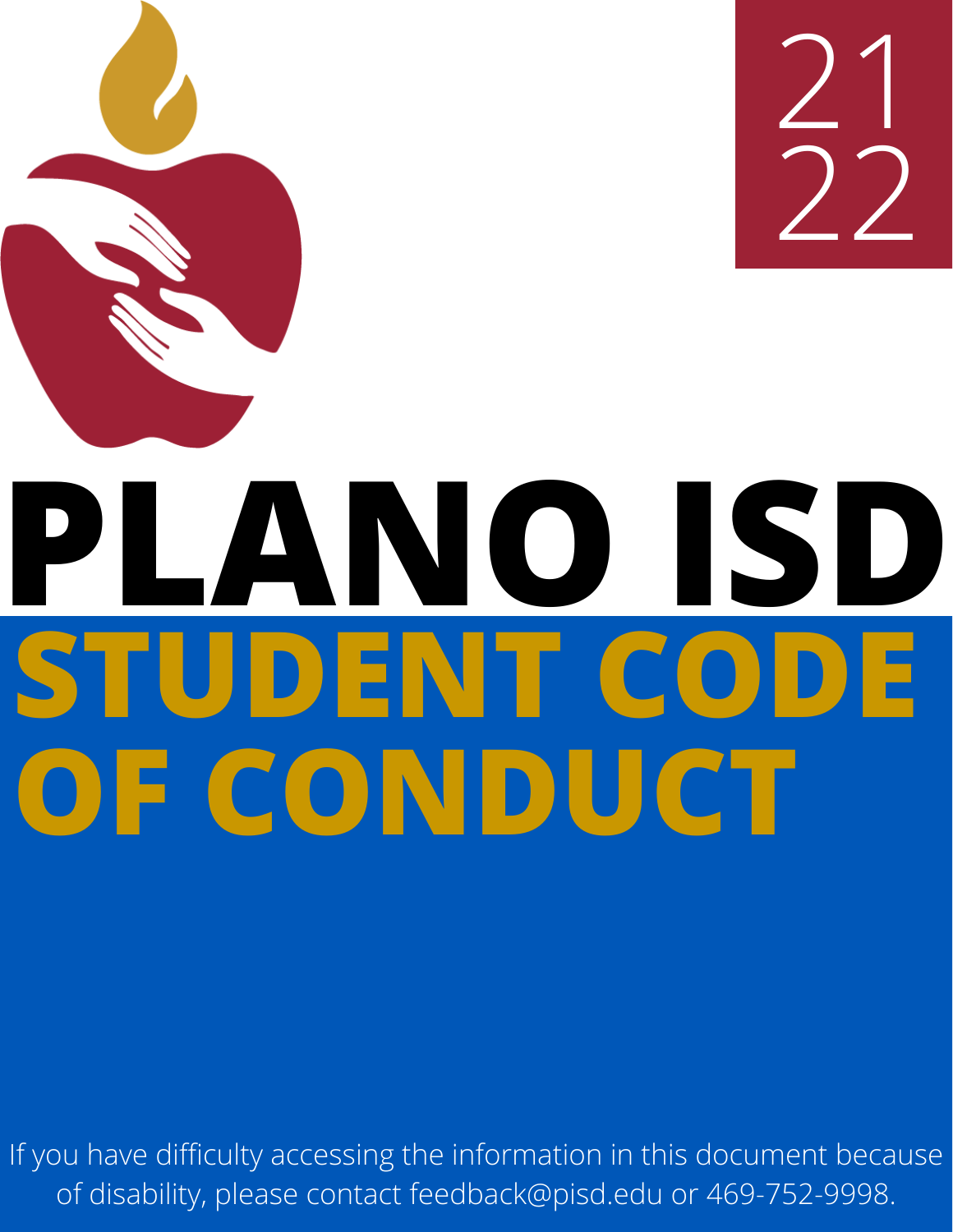21
22

# PLANO ISD

# STUDENT CODE OF CONDUCT

If you have difficulty accessing the information in this document because of disability, please contact feedback@pisd.edu or 469-752-9998.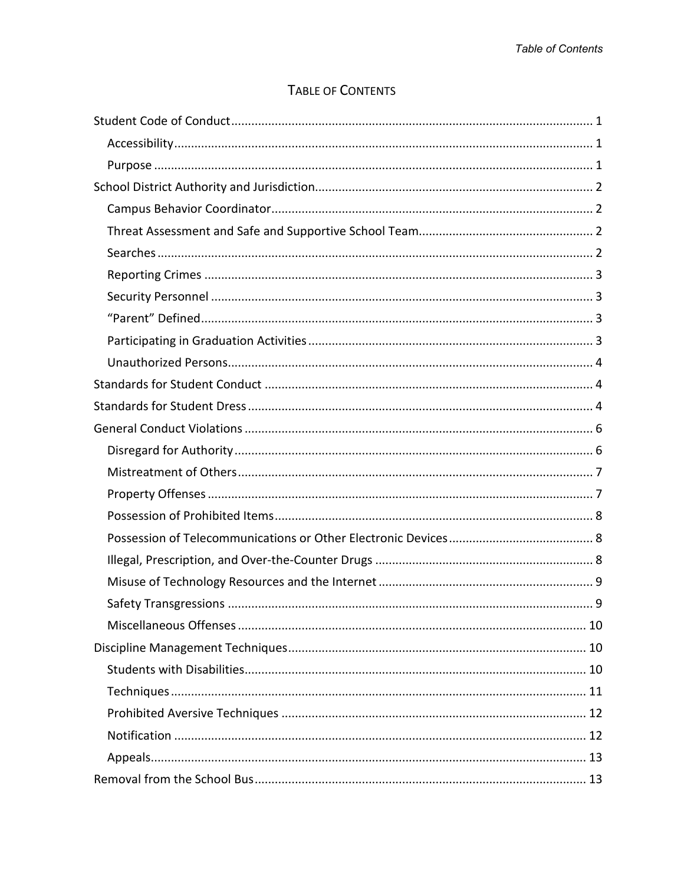# TABLE OF CONTENTS

Student Code of Conduct ........ 1
- Accessibility ........ 1
- Purpose ........ 1

School District Authority and Jurisdiction ........ 2
- Campus Behavior Coordinator ........ 2
- Threat Assessment and Safe and Supportive School Team ........ 2
- Searches ........ 2
- Reporting Crimes ........ 3
- Security Personnel ........ 3
- “Parent” Defined ........ 3
- Participating in Graduation Activities ........ 3
- Unauthorized Persons ........ 4

Standards for Student Conduct ........ 4

Standards for Student Dress ........ 4

General Conduct Violations ........ 6
- Disregard for Authority ........ 6
- Mistreatment of Others ........ 7
- Property Offenses ........ 7
- Possession of Prohibited Items ........ 8
- Possession of Telecommunications or Other Electronic Devices ........ 8
- Illegal, Prescription, and Over-the-Counter Drugs ........ 8
- Misuse of Technology Resources and the Internet ........ 9
- Safety Transgressions ........ 9
- Miscellaneous Offenses ........ 10

Discipline Management Techniques ........ 10
- Students with Disabilities ........ 10
- Techniques ........ 11
- Prohibited Aversive Techniques ........ 12
- Notification ........ 12
- Appeals ........ 13

Removal from the School Bus ........ 13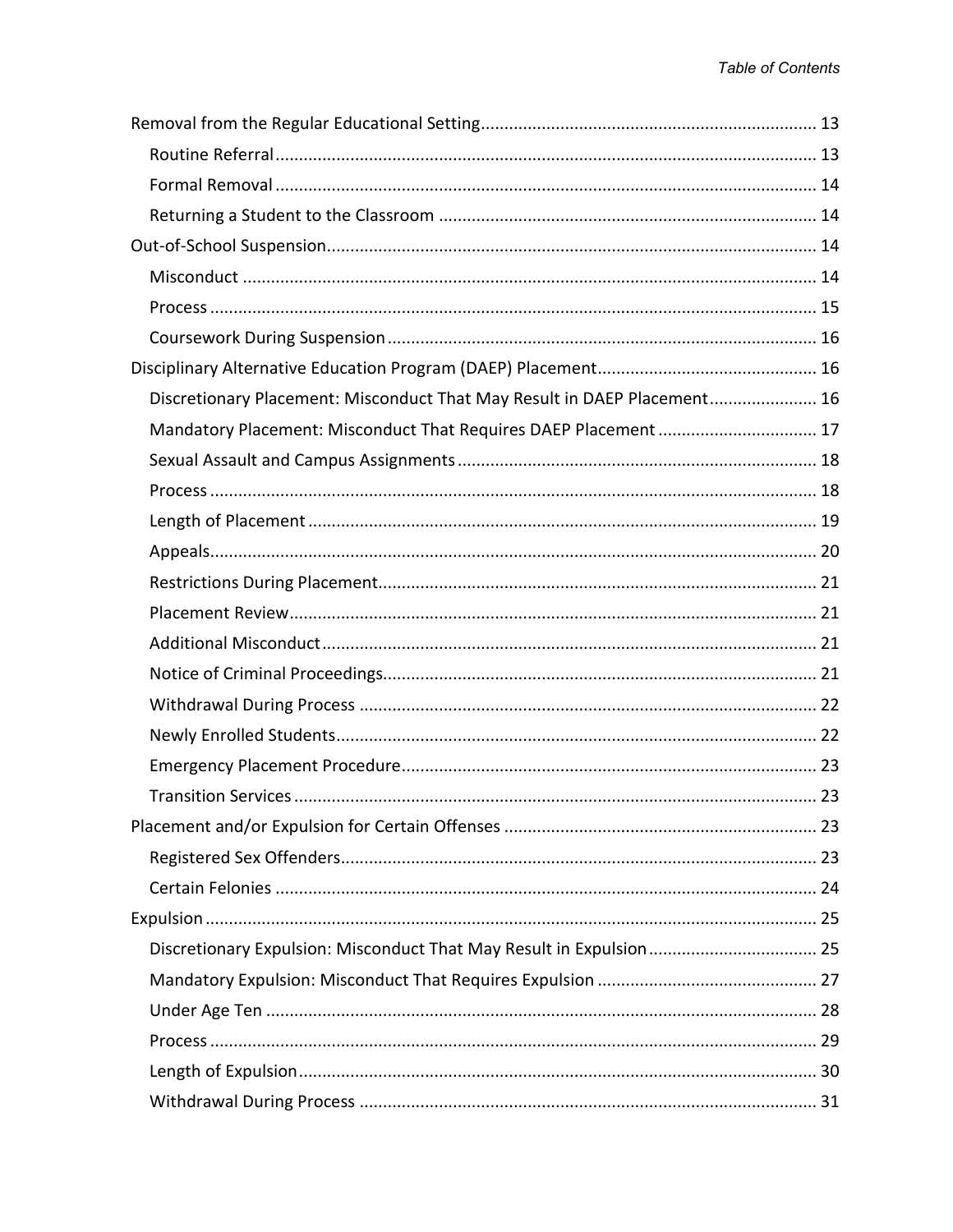- Removal from the Regular Educational Setting ... 13
  - Routine Referral ... 13
  - Formal Removal ... 14
  - Returning a Student to the Classroom ... 14
- Out-of-School Suspension ... 14
  - Misconduct ... 14
  - Process ... 15
  - Coursework During Suspension ... 16
- Disciplinary Alternative Education Program (DAEP) Placement ... 16
  - Discretionary Placement: Misconduct That May Result in DAEP Placement ... 16
  - Mandatory Placement: Misconduct That Requires DAEP Placement ... 17
  - Sexual Assault and Campus Assignments ... 18
  - Process ... 18
  - Length of Placement ... 19
  - Appeals ... 20
  - Restrictions During Placement ... 21
  - Placement Review ... 21
  - Additional Misconduct ... 21
  - Notice of Criminal Proceedings ... 21
  - Withdrawal During Process ... 22
  - Newly Enrolled Students ... 22
  - Emergency Placement Procedure ... 23
  - Transition Services ... 23
- Placement and/or Expulsion for Certain Offenses ... 23
  - Registered Sex Offenders ... 23
  - Certain Felonies ... 24
- Expulsion ... 25
  - Discretionary Expulsion: Misconduct That May Result in Expulsion ... 25
  - Mandatory Expulsion: Misconduct That Requires Expulsion ... 27
  - Under Age Ten ... 28
  - Process ... 29
  - Length of Expulsion ... 30
  - Withdrawal During Process ... 31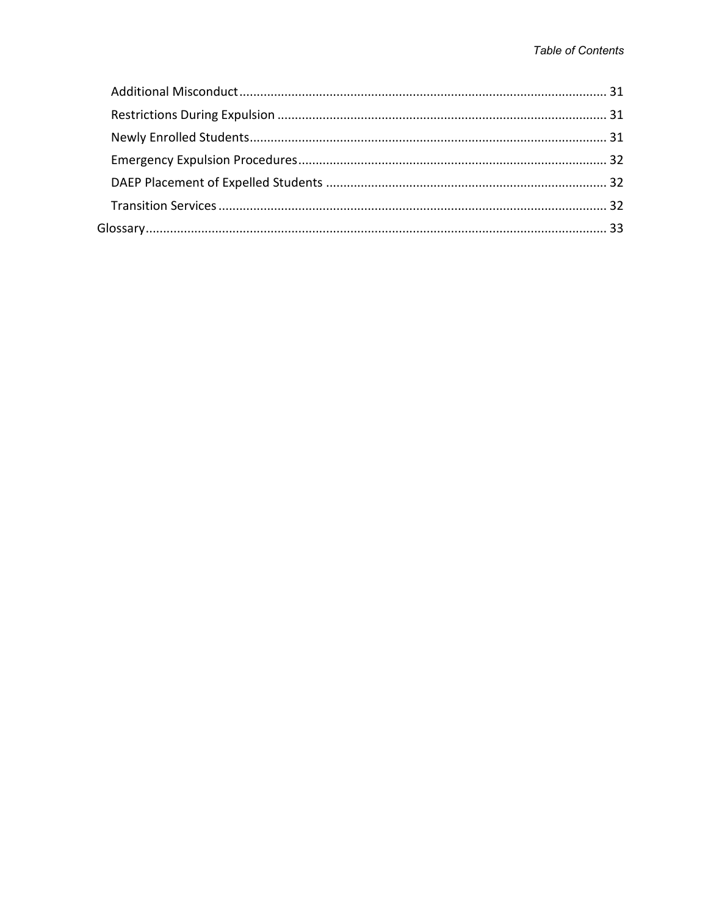- Additional Misconduct ........................................................................................................ 31
- Restrictions During Expulsion .............................................................................................. 31
- Newly Enrolled Students...................................................................................................... 31
- Emergency Expulsion Procedures........................................................................................ 32
- DAEP Placement of Expelled Students ................................................................................ 32
- Transition Services ............................................................................................................... 32

Glossary.................................................................................................................................... 33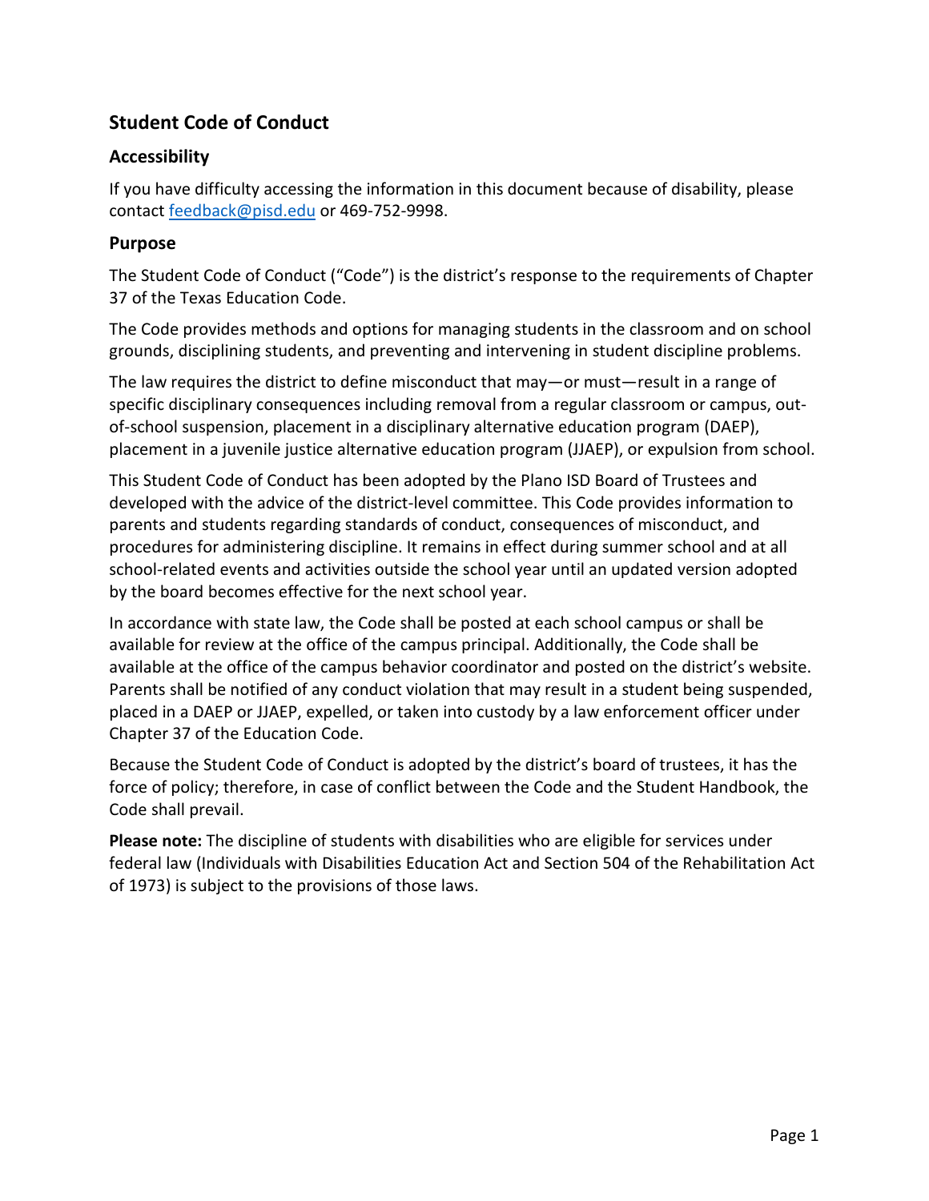## Student Code of Conduct

### Accessibility

If you have difficulty accessing the information in this document because of disability, please contact [feedback@pisd.edu](mailto:feedback@pisd.edu) or 469-752-9998.

### Purpose

The Student Code of Conduct ("Code") is the district's response to the requirements of Chapter 37 of the Texas Education Code.

The Code provides methods and options for managing students in the classroom and on school grounds, disciplining students, and preventing and intervening in student discipline problems.

The law requires the district to define misconduct that may—or must—result in a range of specific disciplinary consequences including removal from a regular classroom or campus, out-of-school suspension, placement in a disciplinary alternative education program (DAEP), placement in a juvenile justice alternative education program (JJAEP), or expulsion from school.

This Student Code of Conduct has been adopted by the Plano ISD Board of Trustees and developed with the advice of the district-level committee. This Code provides information to parents and students regarding standards of conduct, consequences of misconduct, and procedures for administering discipline. It remains in effect during summer school and at all school-related events and activities outside the school year until an updated version adopted by the board becomes effective for the next school year.

In accordance with state law, the Code shall be posted at each school campus or shall be available for review at the office of the campus principal. Additionally, the Code shall be available at the office of the campus behavior coordinator and posted on the district's website. Parents shall be notified of any conduct violation that may result in a student being suspended, placed in a DAEP or JJAEP, expelled, or taken into custody by a law enforcement officer under Chapter 37 of the Education Code.

Because the Student Code of Conduct is adopted by the district's board of trustees, it has the force of policy; therefore, in case of conflict between the Code and the Student Handbook, the Code shall prevail.

**Please note:** The discipline of students with disabilities who are eligible for services under federal law (Individuals with Disabilities Education Act and Section 504 of the Rehabilitation Act of 1973) is subject to the provisions of those laws.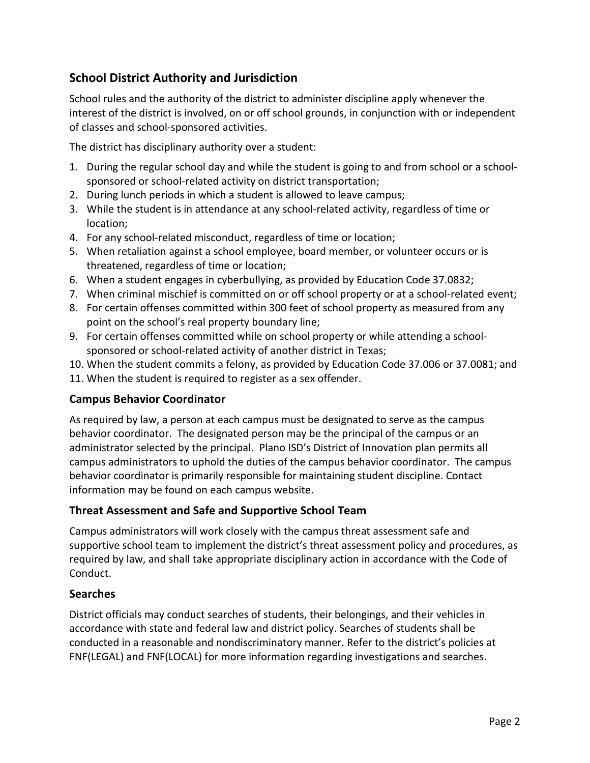## School District Authority and Jurisdiction

School rules and the authority of the district to administer discipline apply whenever the interest of the district is involved, on or off school grounds, in conjunction with or independent of classes and school-sponsored activities.

The district has disciplinary authority over a student:

1. During the regular school day and while the student is going to and from school or a school-sponsored or school-related activity on district transportation;
2. During lunch periods in which a student is allowed to leave campus;
3. While the student is in attendance at any school-related activity, regardless of time or location;
4. For any school-related misconduct, regardless of time or location;
5. When retaliation against a school employee, board member, or volunteer occurs or is threatened, regardless of time or location;
6. When a student engages in cyberbullying, as provided by Education Code 37.0832;
7. When criminal mischief is committed on or off school property or at a school-related event;
8. For certain offenses committed within 300 feet of school property as measured from any point on the school's real property boundary line;
9. For certain offenses committed while on school property or while attending a school-sponsored or school-related activity of another district in Texas;
10. When the student commits a felony, as provided by Education Code 37.006 or 37.0081; and
11. When the student is required to register as a sex offender.

### Campus Behavior Coordinator

As required by law, a person at each campus must be designated to serve as the campus behavior coordinator. The designated person may be the principal of the campus or an administrator selected by the principal. Plano ISD's District of Innovation plan permits all campus administrators to uphold the duties of the campus behavior coordinator. The campus behavior coordinator is primarily responsible for maintaining student discipline. Contact information may be found on each campus website.

### Threat Assessment and Safe and Supportive School Team

Campus administrators will work closely with the campus threat assessment safe and supportive school team to implement the district's threat assessment policy and procedures, as required by law, and shall take appropriate disciplinary action in accordance with the Code of Conduct.

### Searches

District officials may conduct searches of students, their belongings, and their vehicles in accordance with state and federal law and district policy. Searches of students shall be conducted in a reasonable and nondiscriminatory manner. Refer to the district's policies at FNF(LEGAL) and FNF(LOCAL) for more information regarding investigations and searches.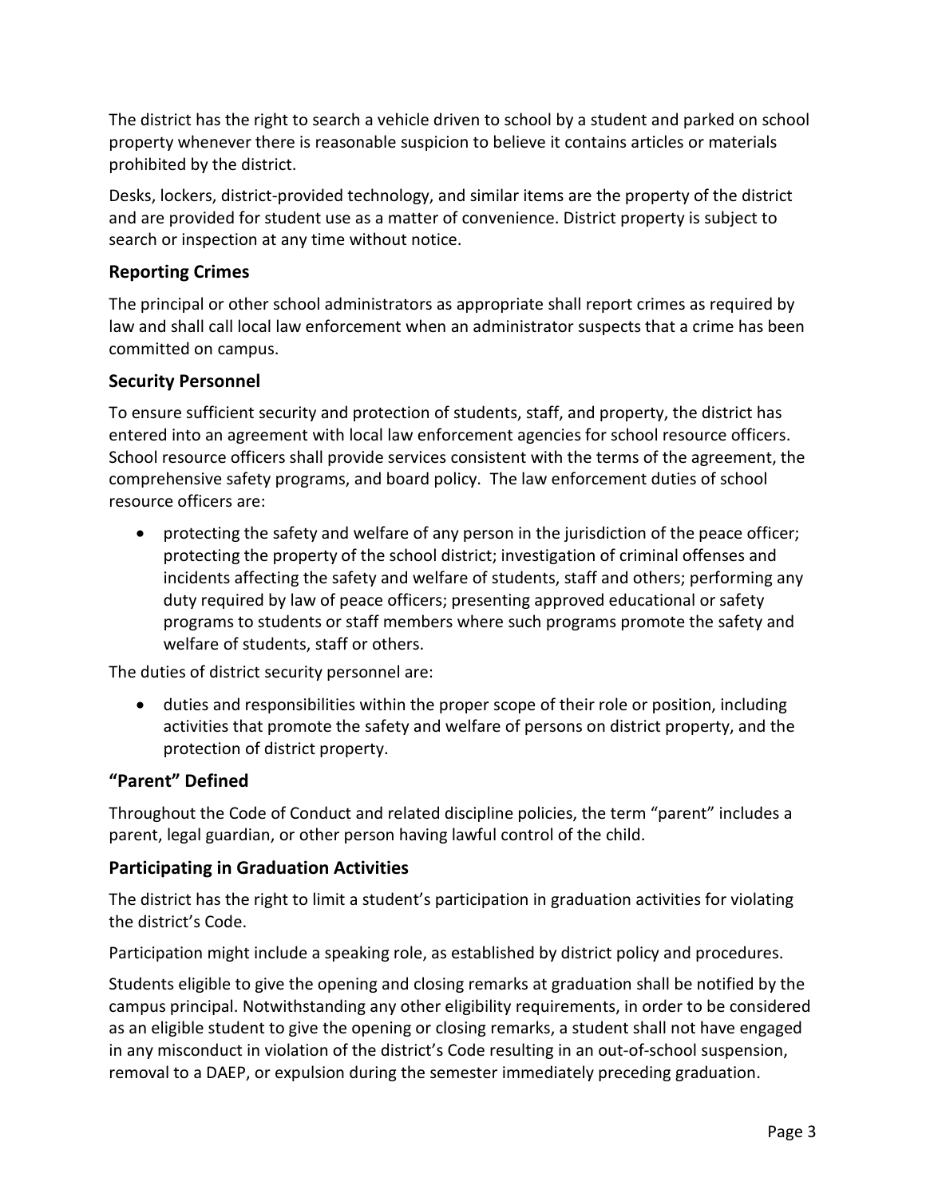The district has the right to search a vehicle driven to school by a student and parked on school property whenever there is reasonable suspicion to believe it contains articles or materials prohibited by the district.

Desks, lockers, district-provided technology, and similar items are the property of the district and are provided for student use as a matter of convenience. District property is subject to search or inspection at any time without notice.

### Reporting Crimes

The principal or other school administrators as appropriate shall report crimes as required by law and shall call local law enforcement when an administrator suspects that a crime has been committed on campus.

### Security Personnel

To ensure sufficient security and protection of students, staff, and property, the district has entered into an agreement with local law enforcement agencies for school resource officers. School resource officers shall provide services consistent with the terms of the agreement, the comprehensive safety programs, and board policy. The law enforcement duties of school resource officers are:

- protecting the safety and welfare of any person in the jurisdiction of the peace officer; protecting the property of the school district; investigation of criminal offenses and incidents affecting the safety and welfare of students, staff and others; performing any duty required by law of peace officers; presenting approved educational or safety programs to students or staff members where such programs promote the safety and welfare of students, staff or others.

The duties of district security personnel are:

- duties and responsibilities within the proper scope of their role or position, including activities that promote the safety and welfare of persons on district property, and the protection of district property.

### "Parent" Defined

Throughout the Code of Conduct and related discipline policies, the term "parent" includes a parent, legal guardian, or other person having lawful control of the child.

### Participating in Graduation Activities

The district has the right to limit a student's participation in graduation activities for violating the district's Code.

Participation might include a speaking role, as established by district policy and procedures.

Students eligible to give the opening and closing remarks at graduation shall be notified by the campus principal. Notwithstanding any other eligibility requirements, in order to be considered as an eligible student to give the opening or closing remarks, a student shall not have engaged in any misconduct in violation of the district's Code resulting in an out-of-school suspension, removal to a DAEP, or expulsion during the semester immediately preceding graduation.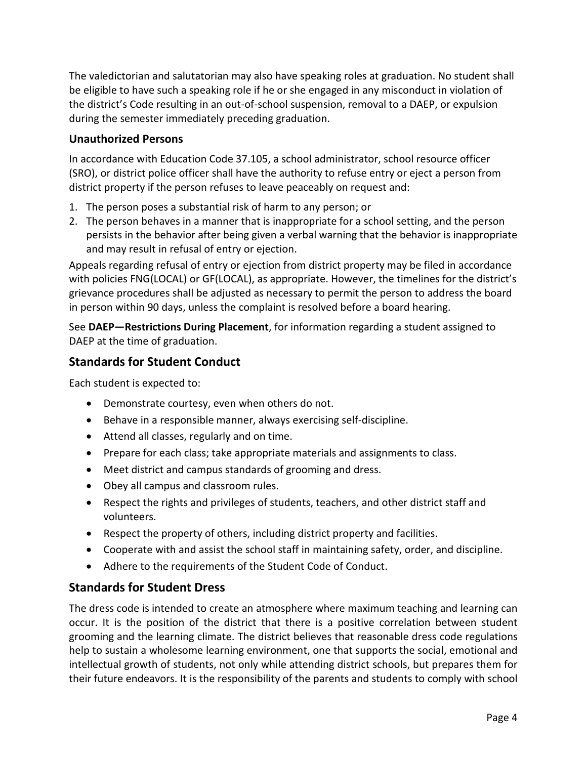The valedictorian and salutatorian may also have speaking roles at graduation. No student shall be eligible to have such a speaking role if he or she engaged in any misconduct in violation of the district's Code resulting in an out-of-school suspension, removal to a DAEP, or expulsion during the semester immediately preceding graduation.

### Unauthorized Persons

In accordance with Education Code 37.105, a school administrator, school resource officer (SRO), or district police officer shall have the authority to refuse entry or eject a person from district property if the person refuses to leave peaceably on request and:

1. The person poses a substantial risk of harm to any person; or
2. The person behaves in a manner that is inappropriate for a school setting, and the person persists in the behavior after being given a verbal warning that the behavior is inappropriate and may result in refusal of entry or ejection.

Appeals regarding refusal of entry or ejection from district property may be filed in accordance with policies FNG(LOCAL) or GF(LOCAL), as appropriate. However, the timelines for the district's grievance procedures shall be adjusted as necessary to permit the person to address the board in person within 90 days, unless the complaint is resolved before a board hearing.

See **DAEP—Restrictions During Placement**, for information regarding a student assigned to DAEP at the time of graduation.

## Standards for Student Conduct

Each student is expected to:

- Demonstrate courtesy, even when others do not.
- Behave in a responsible manner, always exercising self-discipline.
- Attend all classes, regularly and on time.
- Prepare for each class; take appropriate materials and assignments to class.
- Meet district and campus standards of grooming and dress.
- Obey all campus and classroom rules.
- Respect the rights and privileges of students, teachers, and other district staff and volunteers.
- Respect the property of others, including district property and facilities.
- Cooperate with and assist the school staff in maintaining safety, order, and discipline.
- Adhere to the requirements of the Student Code of Conduct.

## Standards for Student Dress

The dress code is intended to create an atmosphere where maximum teaching and learning can occur. It is the position of the district that there is a positive correlation between student grooming and the learning climate. The district believes that reasonable dress code regulations help to sustain a wholesome learning environment, one that supports the social, emotional and intellectual growth of students, not only while attending district schools, but prepares them for their future endeavors. It is the responsibility of the parents and students to comply with school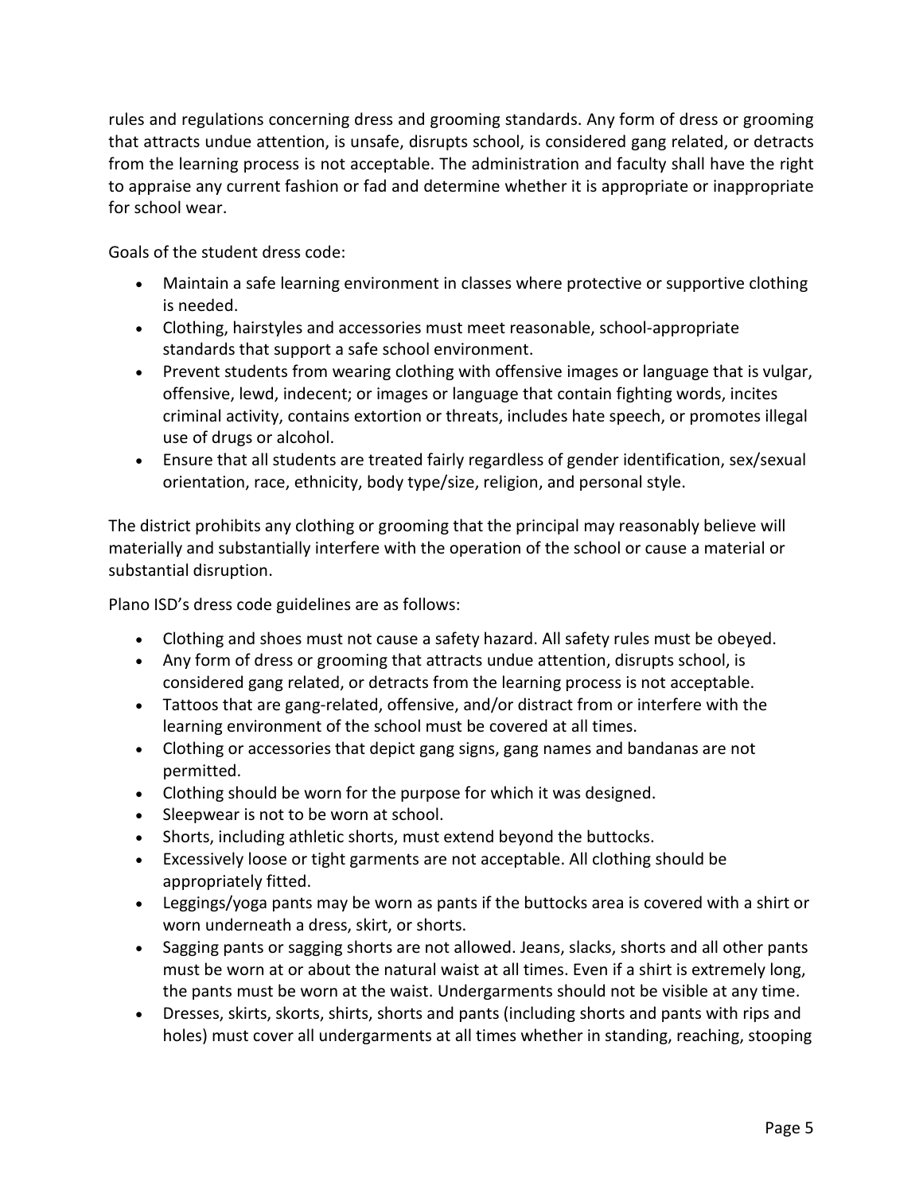rules and regulations concerning dress and grooming standards. Any form of dress or grooming that attracts undue attention, is unsafe, disrupts school, is considered gang related, or detracts from the learning process is not acceptable. The administration and faculty shall have the right to appraise any current fashion or fad and determine whether it is appropriate or inappropriate for school wear.

Goals of the student dress code:

- Maintain a safe learning environment in classes where protective or supportive clothing is needed.
- Clothing, hairstyles and accessories must meet reasonable, school-appropriate standards that support a safe school environment.
- Prevent students from wearing clothing with offensive images or language that is vulgar, offensive, lewd, indecent; or images or language that contain fighting words, incites criminal activity, contains extortion or threats, includes hate speech, or promotes illegal use of drugs or alcohol.
- Ensure that all students are treated fairly regardless of gender identification, sex/sexual orientation, race, ethnicity, body type/size, religion, and personal style.

The district prohibits any clothing or grooming that the principal may reasonably believe will materially and substantially interfere with the operation of the school or cause a material or substantial disruption.

Plano ISD's dress code guidelines are as follows:

- Clothing and shoes must not cause a safety hazard. All safety rules must be obeyed.
- Any form of dress or grooming that attracts undue attention, disrupts school, is considered gang related, or detracts from the learning process is not acceptable.
- Tattoos that are gang-related, offensive, and/or distract from or interfere with the learning environment of the school must be covered at all times.
- Clothing or accessories that depict gang signs, gang names and bandanas are not permitted.
- Clothing should be worn for the purpose for which it was designed.
- Sleepwear is not to be worn at school.
- Shorts, including athletic shorts, must extend beyond the buttocks.
- Excessively loose or tight garments are not acceptable. All clothing should be appropriately fitted.
- Leggings/yoga pants may be worn as pants if the buttocks area is covered with a shirt or worn underneath a dress, skirt, or shorts.
- Sagging pants or sagging shorts are not allowed. Jeans, slacks, shorts and all other pants must be worn at or about the natural waist at all times. Even if a shirt is extremely long, the pants must be worn at the waist. Undergarments should not be visible at any time.
- Dresses, skirts, skorts, shirts, shorts and pants (including shorts and pants with rips and holes) must cover all undergarments at all times whether in standing, reaching, stooping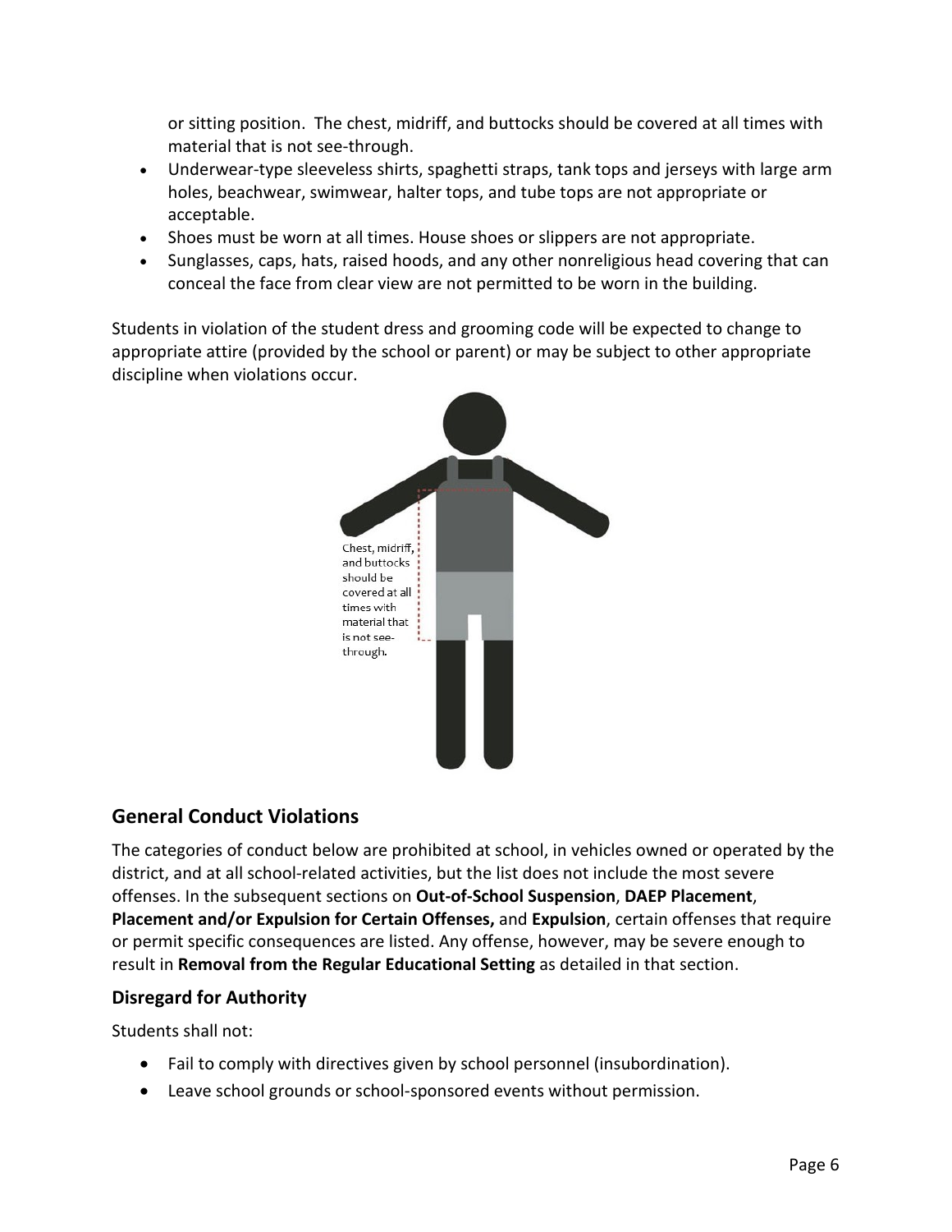or sitting position. The chest, midriff, and buttocks should be covered at all times with material that is not see-through.

- Underwear-type sleeveless shirts, spaghetti straps, tank tops and jerseys with large arm holes, beachwear, swimwear, halter tops, and tube tops are not appropriate or acceptable.
- Shoes must be worn at all times. House shoes or slippers are not appropriate.
- Sunglasses, caps, hats, raised hoods, and any other nonreligious head covering that can conceal the face from clear view are not permitted to be worn in the building.

Students in violation of the student dress and grooming code will be expected to change to appropriate attire (provided by the school or parent) or may be subject to other appropriate discipline when violations occur.

Chest, midriff, and buttocks should be covered at all times with material that is not see-through.

## General Conduct Violations

The categories of conduct below are prohibited at school, in vehicles owned or operated by the district, and at all school-related activities, but the list does not include the most severe offenses. In the subsequent sections on **Out-of-School Suspension**, **DAEP Placement**, **Placement and/or Expulsion for Certain Offenses,** and **Expulsion**, certain offenses that require or permit specific consequences are listed. Any offense, however, may be severe enough to result in **Removal from the Regular Educational Setting** as detailed in that section.

### Disregard for Authority

Students shall not:

- Fail to comply with directives given by school personnel (insubordination).
- Leave school grounds or school-sponsored events without permission.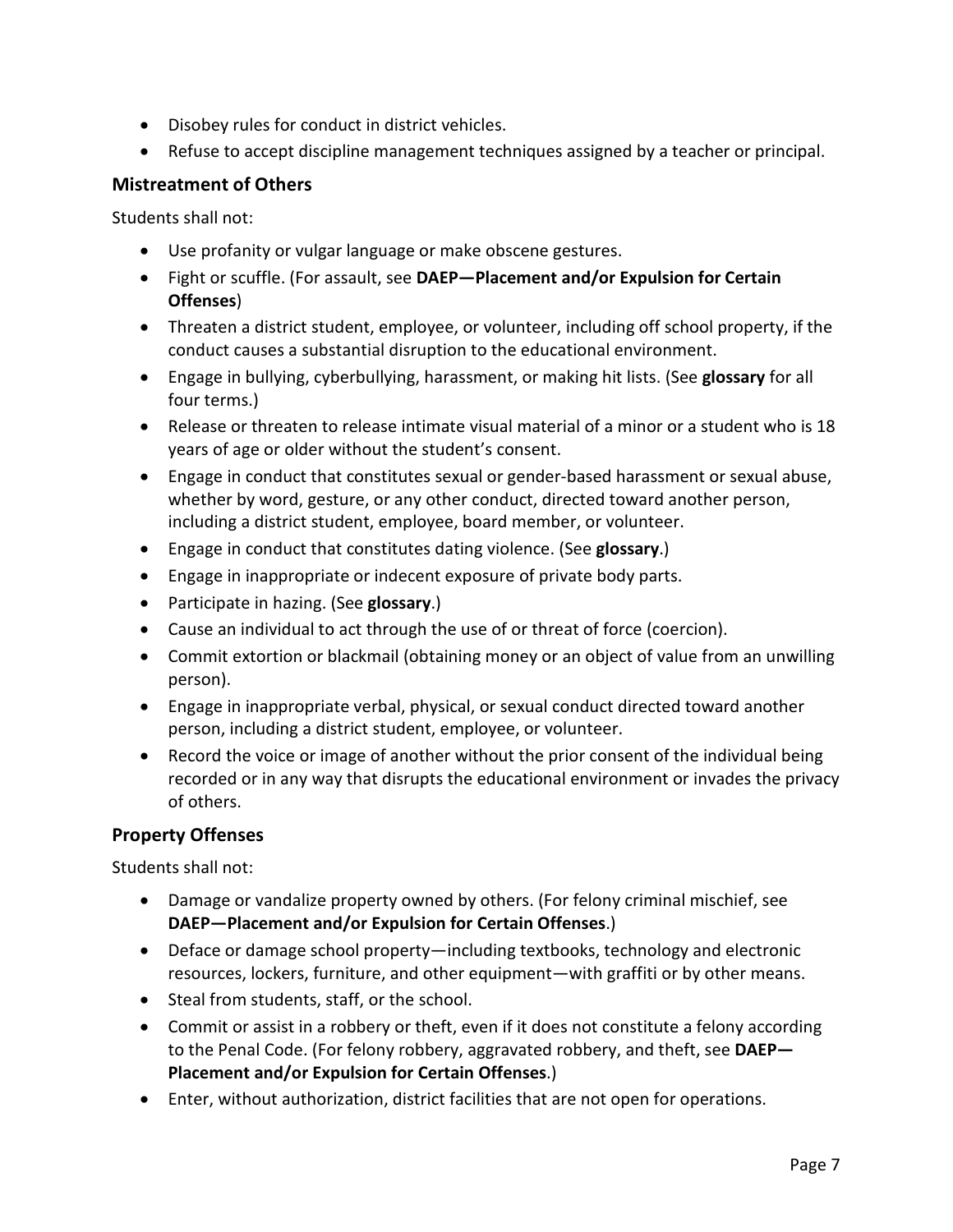- Disobey rules for conduct in district vehicles.
- Refuse to accept discipline management techniques assigned by a teacher or principal.

### Mistreatment of Others

Students shall not:

- Use profanity or vulgar language or make obscene gestures.
- Fight or scuffle. (For assault, see **DAEP—Placement and/or Expulsion for Certain Offenses**)
- Threaten a district student, employee, or volunteer, including off school property, if the conduct causes a substantial disruption to the educational environment.
- Engage in bullying, cyberbullying, harassment, or making hit lists. (See **glossary** for all four terms.)
- Release or threaten to release intimate visual material of a minor or a student who is 18 years of age or older without the student's consent.
- Engage in conduct that constitutes sexual or gender-based harassment or sexual abuse, whether by word, gesture, or any other conduct, directed toward another person, including a district student, employee, board member, or volunteer.
- Engage in conduct that constitutes dating violence. (See **glossary**.)
- Engage in inappropriate or indecent exposure of private body parts.
- Participate in hazing. (See **glossary**.)
- Cause an individual to act through the use of or threat of force (coercion).
- Commit extortion or blackmail (obtaining money or an object of value from an unwilling person).
- Engage in inappropriate verbal, physical, or sexual conduct directed toward another person, including a district student, employee, or volunteer.
- Record the voice or image of another without the prior consent of the individual being recorded or in any way that disrupts the educational environment or invades the privacy of others.

### Property Offenses

Students shall not:

- Damage or vandalize property owned by others. (For felony criminal mischief, see **DAEP—Placement and/or Expulsion for Certain Offenses**.)
- Deface or damage school property—including textbooks, technology and electronic resources, lockers, furniture, and other equipment—with graffiti or by other means.
- Steal from students, staff, or the school.
- Commit or assist in a robbery or theft, even if it does not constitute a felony according to the Penal Code. (For felony robbery, aggravated robbery, and theft, see **DAEP—Placement and/or Expulsion for Certain Offenses**.)
- Enter, without authorization, district facilities that are not open for operations.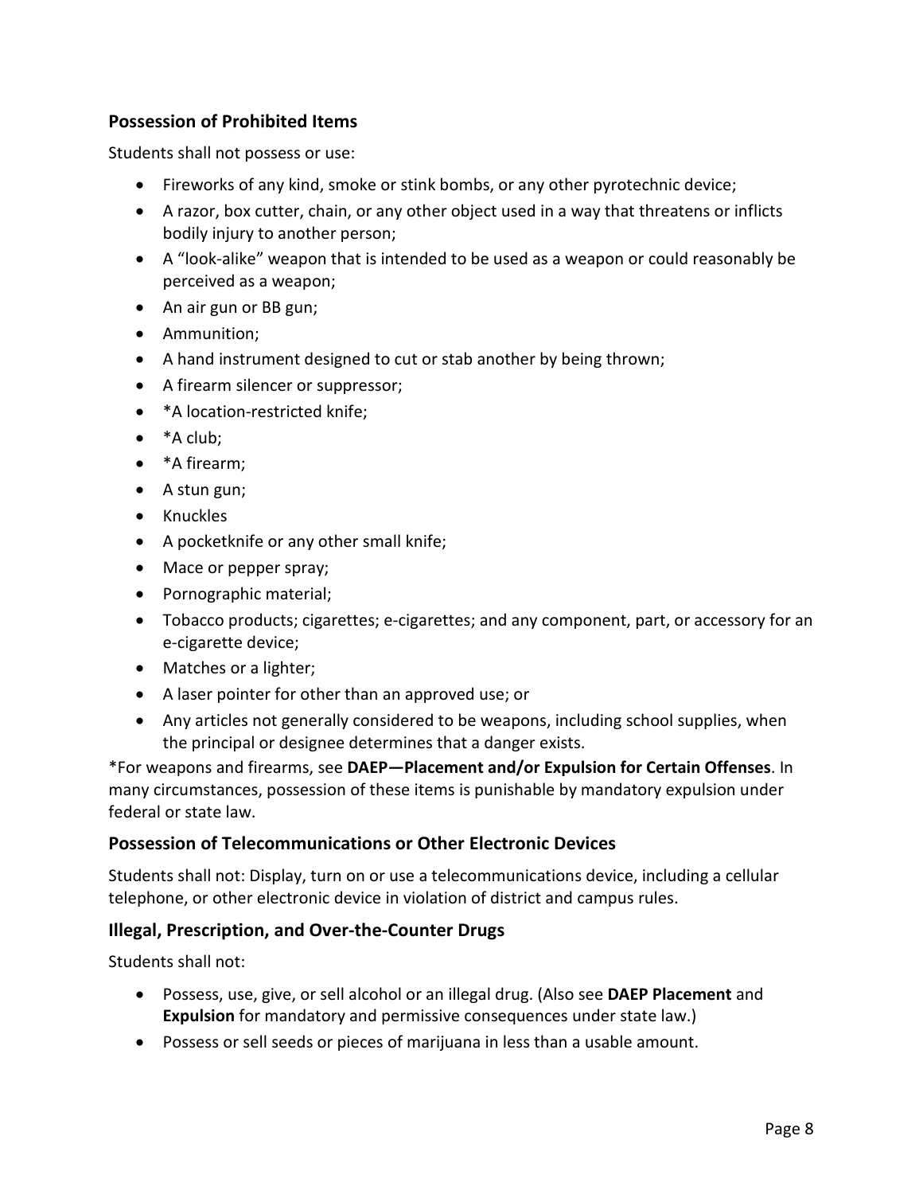## Possession of Prohibited Items

Students shall not possess or use:

- Fireworks of any kind, smoke or stink bombs, or any other pyrotechnic device;
- A razor, box cutter, chain, or any other object used in a way that threatens or inflicts bodily injury to another person;
- A "look-alike" weapon that is intended to be used as a weapon or could reasonably be perceived as a weapon;
- An air gun or BB gun;
- Ammunition;
- A hand instrument designed to cut or stab another by being thrown;
- A firearm silencer or suppressor;
- *A location-restricted knife;
- *A club;
- *A firearm;
- A stun gun;
- Knuckles
- A pocketknife or any other small knife;
- Mace or pepper spray;
- Pornographic material;
- Tobacco products; cigarettes; e-cigarettes; and any component, part, or accessory for an e-cigarette device;
- Matches or a lighter;
- A laser pointer for other than an approved use; or
- Any articles not generally considered to be weapons, including school supplies, when the principal or designee determines that a danger exists.

*For weapons and firearms, see **DAEP—Placement and/or Expulsion for Certain Offenses**. In many circumstances, possession of these items is punishable by mandatory expulsion under federal or state law.

## Possession of Telecommunications or Other Electronic Devices

Students shall not: Display, turn on or use a telecommunications device, including a cellular telephone, or other electronic device in violation of district and campus rules.

## Illegal, Prescription, and Over-the-Counter Drugs

Students shall not:

- Possess, use, give, or sell alcohol or an illegal drug. (Also see **DAEP Placement** and **Expulsion** for mandatory and permissive consequences under state law.)
- Possess or sell seeds or pieces of marijuana in less than a usable amount.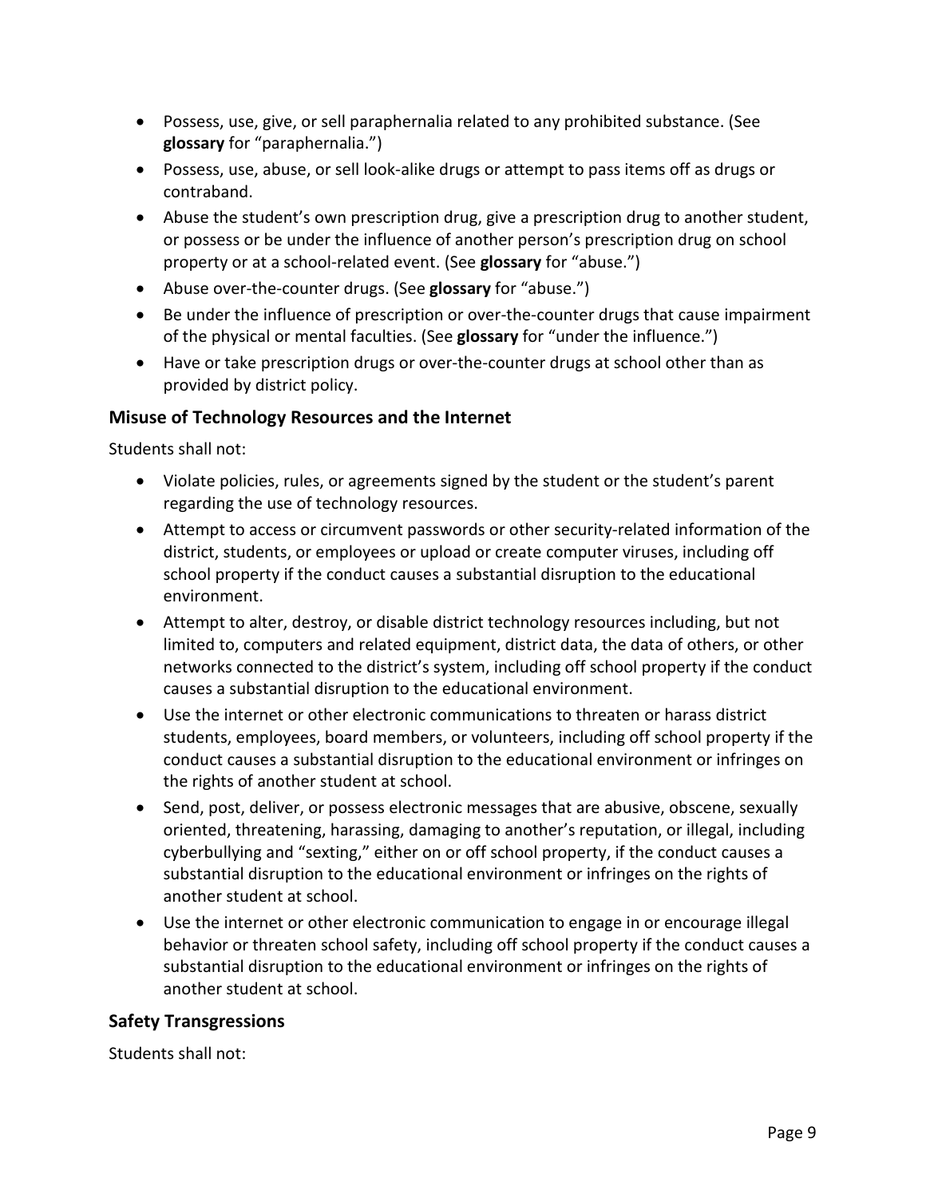- Possess, use, give, or sell paraphernalia related to any prohibited substance. (See **glossary** for "paraphernalia.")
- Possess, use, abuse, or sell look-alike drugs or attempt to pass items off as drugs or contraband.
- Abuse the student's own prescription drug, give a prescription drug to another student, or possess or be under the influence of another person's prescription drug on school property or at a school-related event. (See **glossary** for "abuse.")
- Abuse over-the-counter drugs. (See **glossary** for "abuse.")
- Be under the influence of prescription or over-the-counter drugs that cause impairment of the physical or mental faculties. (See **glossary** for "under the influence.")
- Have or take prescription drugs or over-the-counter drugs at school other than as provided by district policy.

### Misuse of Technology Resources and the Internet

Students shall not:

- Violate policies, rules, or agreements signed by the student or the student's parent regarding the use of technology resources.
- Attempt to access or circumvent passwords or other security-related information of the district, students, or employees or upload or create computer viruses, including off school property if the conduct causes a substantial disruption to the educational environment.
- Attempt to alter, destroy, or disable district technology resources including, but not limited to, computers and related equipment, district data, the data of others, or other networks connected to the district's system, including off school property if the conduct causes a substantial disruption to the educational environment.
- Use the internet or other electronic communications to threaten or harass district students, employees, board members, or volunteers, including off school property if the conduct causes a substantial disruption to the educational environment or infringes on the rights of another student at school.
- Send, post, deliver, or possess electronic messages that are abusive, obscene, sexually oriented, threatening, harassing, damaging to another's reputation, or illegal, including cyberbullying and "sexting," either on or off school property, if the conduct causes a substantial disruption to the educational environment or infringes on the rights of another student at school.
- Use the internet or other electronic communication to engage in or encourage illegal behavior or threaten school safety, including off school property if the conduct causes a substantial disruption to the educational environment or infringes on the rights of another student at school.

### Safety Transgressions

Students shall not: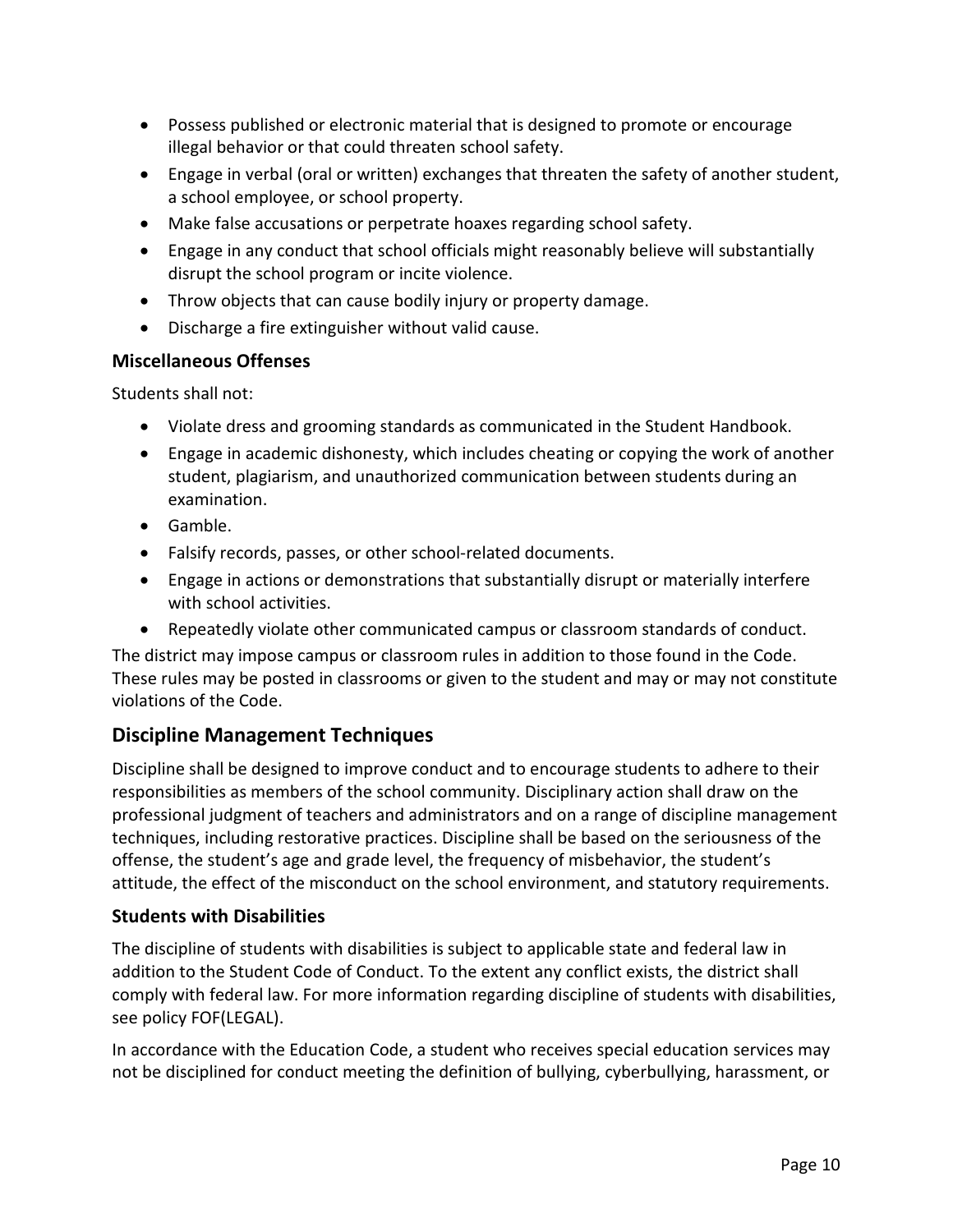- Possess published or electronic material that is designed to promote or encourage illegal behavior or that could threaten school safety.
- Engage in verbal (oral or written) exchanges that threaten the safety of another student, a school employee, or school property.
- Make false accusations or perpetrate hoaxes regarding school safety.
- Engage in any conduct that school officials might reasonably believe will substantially disrupt the school program or incite violence.
- Throw objects that can cause bodily injury or property damage.
- Discharge a fire extinguisher without valid cause.

### Miscellaneous Offenses

Students shall not:

- Violate dress and grooming standards as communicated in the Student Handbook.
- Engage in academic dishonesty, which includes cheating or copying the work of another student, plagiarism, and unauthorized communication between students during an examination.
- Gamble.
- Falsify records, passes, or other school-related documents.
- Engage in actions or demonstrations that substantially disrupt or materially interfere with school activities.
- Repeatedly violate other communicated campus or classroom standards of conduct.

The district may impose campus or classroom rules in addition to those found in the Code. These rules may be posted in classrooms or given to the student and may or may not constitute violations of the Code.

## Discipline Management Techniques

Discipline shall be designed to improve conduct and to encourage students to adhere to their responsibilities as members of the school community. Disciplinary action shall draw on the professional judgment of teachers and administrators and on a range of discipline management techniques, including restorative practices. Discipline shall be based on the seriousness of the offense, the student's age and grade level, the frequency of misbehavior, the student's attitude, the effect of the misconduct on the school environment, and statutory requirements.

### Students with Disabilities

The discipline of students with disabilities is subject to applicable state and federal law in addition to the Student Code of Conduct. To the extent any conflict exists, the district shall comply with federal law. For more information regarding discipline of students with disabilities, see policy FOF(LEGAL).

In accordance with the Education Code, a student who receives special education services may not be disciplined for conduct meeting the definition of bullying, cyberbullying, harassment, or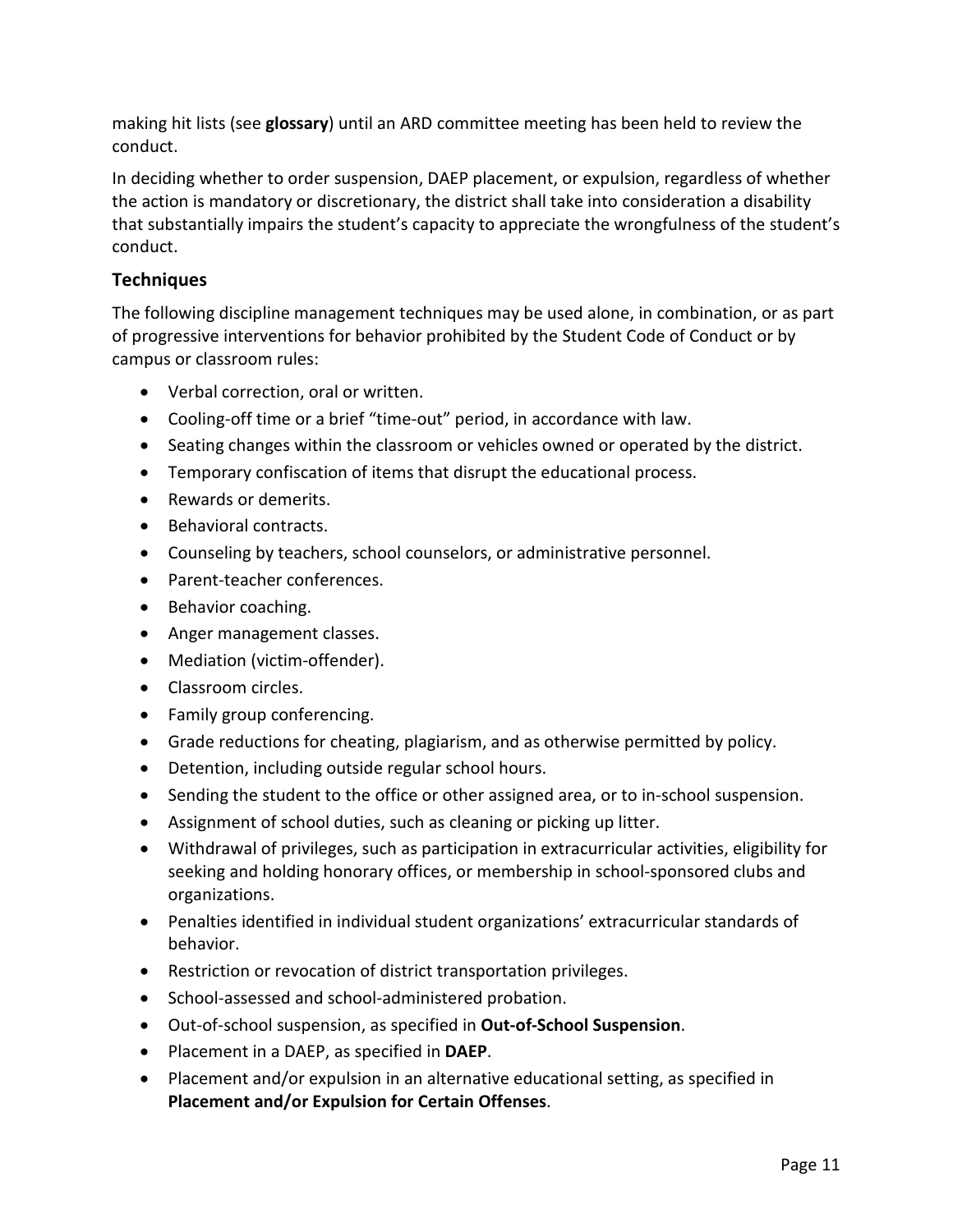making hit lists (see **glossary**) until an ARD committee meeting has been held to review the conduct.

In deciding whether to order suspension, DAEP placement, or expulsion, regardless of whether the action is mandatory or discretionary, the district shall take into consideration a disability that substantially impairs the student's capacity to appreciate the wrongfulness of the student's conduct.

### Techniques

The following discipline management techniques may be used alone, in combination, or as part of progressive interventions for behavior prohibited by the Student Code of Conduct or by campus or classroom rules:

- Verbal correction, oral or written.
- Cooling-off time or a brief "time-out" period, in accordance with law.
- Seating changes within the classroom or vehicles owned or operated by the district.
- Temporary confiscation of items that disrupt the educational process.
- Rewards or demerits.
- Behavioral contracts.
- Counseling by teachers, school counselors, or administrative personnel.
- Parent-teacher conferences.
- Behavior coaching.
- Anger management classes.
- Mediation (victim-offender).
- Classroom circles.
- Family group conferencing.
- Grade reductions for cheating, plagiarism, and as otherwise permitted by policy.
- Detention, including outside regular school hours.
- Sending the student to the office or other assigned area, or to in-school suspension.
- Assignment of school duties, such as cleaning or picking up litter.
- Withdrawal of privileges, such as participation in extracurricular activities, eligibility for seeking and holding honorary offices, or membership in school-sponsored clubs and organizations.
- Penalties identified in individual student organizations' extracurricular standards of behavior.
- Restriction or revocation of district transportation privileges.
- School-assessed and school-administered probation.
- Out-of-school suspension, as specified in **Out-of-School Suspension**.
- Placement in a DAEP, as specified in **DAEP**.
- Placement and/or expulsion in an alternative educational setting, as specified in **Placement and/or Expulsion for Certain Offenses**.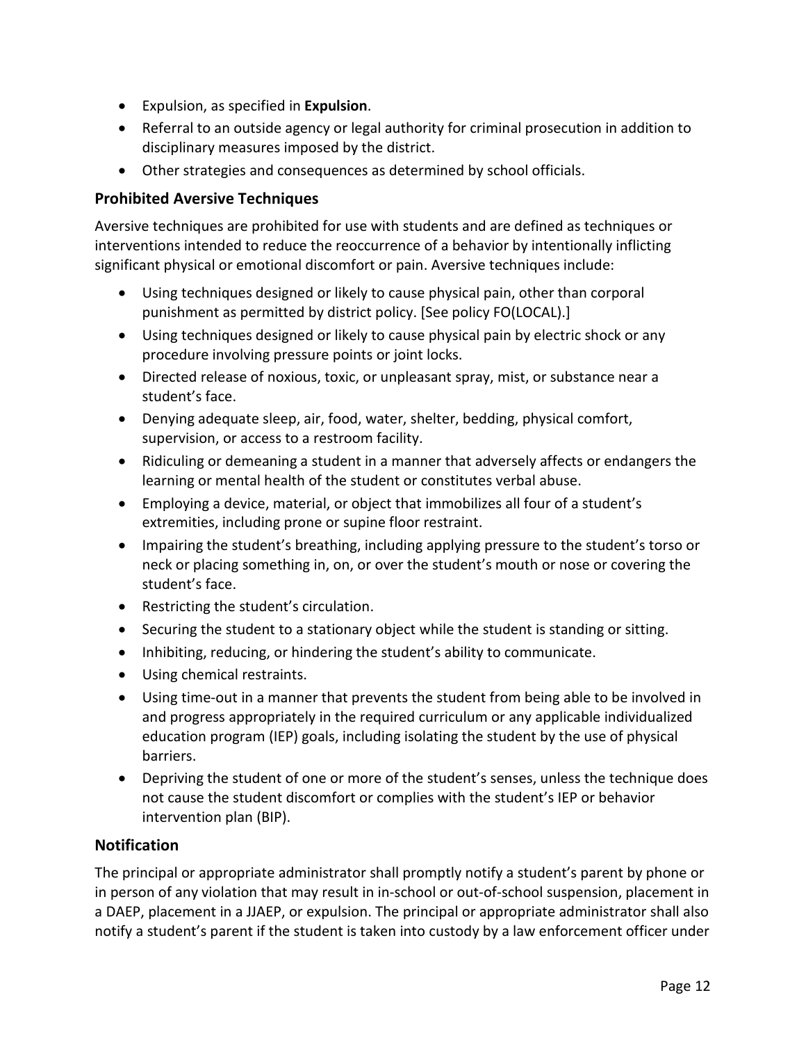- Expulsion, as specified in **Expulsion**.
- Referral to an outside agency or legal authority for criminal prosecution in addition to disciplinary measures imposed by the district.
- Other strategies and consequences as determined by school officials.

## Prohibited Aversive Techniques

Aversive techniques are prohibited for use with students and are defined as techniques or interventions intended to reduce the reoccurrence of a behavior by intentionally inflicting significant physical or emotional discomfort or pain. Aversive techniques include:

- Using techniques designed or likely to cause physical pain, other than corporal punishment as permitted by district policy. [See policy FO(LOCAL).]
- Using techniques designed or likely to cause physical pain by electric shock or any procedure involving pressure points or joint locks.
- Directed release of noxious, toxic, or unpleasant spray, mist, or substance near a student's face.
- Denying adequate sleep, air, food, water, shelter, bedding, physical comfort, supervision, or access to a restroom facility.
- Ridiculing or demeaning a student in a manner that adversely affects or endangers the learning or mental health of the student or constitutes verbal abuse.
- Employing a device, material, or object that immobilizes all four of a student's extremities, including prone or supine floor restraint.
- Impairing the student's breathing, including applying pressure to the student's torso or neck or placing something in, on, or over the student's mouth or nose or covering the student's face.
- Restricting the student's circulation.
- Securing the student to a stationary object while the student is standing or sitting.
- Inhibiting, reducing, or hindering the student's ability to communicate.
- Using chemical restraints.
- Using time-out in a manner that prevents the student from being able to be involved in and progress appropriately in the required curriculum or any applicable individualized education program (IEP) goals, including isolating the student by the use of physical barriers.
- Depriving the student of one or more of the student's senses, unless the technique does not cause the student discomfort or complies with the student's IEP or behavior intervention plan (BIP).

## Notification

The principal or appropriate administrator shall promptly notify a student's parent by phone or in person of any violation that may result in in-school or out-of-school suspension, placement in a DAEP, placement in a JJAEP, or expulsion. The principal or appropriate administrator shall also notify a student's parent if the student is taken into custody by a law enforcement officer under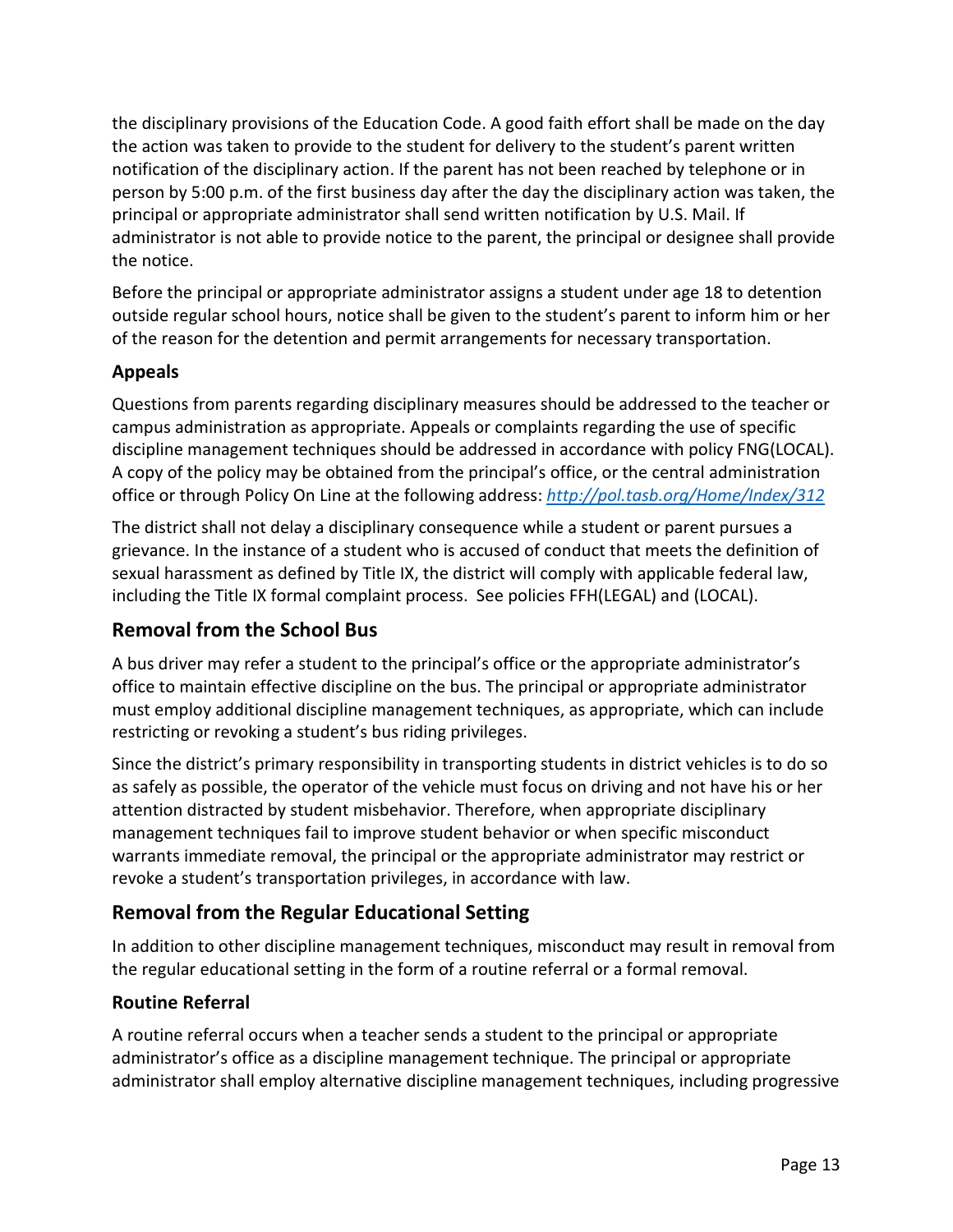the disciplinary provisions of the Education Code. A good faith effort shall be made on the day the action was taken to provide to the student for delivery to the student's parent written notification of the disciplinary action. If the parent has not been reached by telephone or in person by 5:00 p.m. of the first business day after the day the disciplinary action was taken, the principal or appropriate administrator shall send written notification by U.S. Mail. If administrator is not able to provide notice to the parent, the principal or designee shall provide the notice.

Before the principal or appropriate administrator assigns a student under age 18 to detention outside regular school hours, notice shall be given to the student's parent to inform him or her of the reason for the detention and permit arrangements for necessary transportation.

### Appeals

Questions from parents regarding disciplinary measures should be addressed to the teacher or campus administration as appropriate. Appeals or complaints regarding the use of specific discipline management techniques should be addressed in accordance with policy FNG(LOCAL). A copy of the policy may be obtained from the principal's office, or the central administration office or through Policy On Line at the following address: *http://pol.tasb.org/Home/Index/312*

The district shall not delay a disciplinary consequence while a student or parent pursues a grievance. In the instance of a student who is accused of conduct that meets the definition of sexual harassment as defined by Title IX, the district will comply with applicable federal law, including the Title IX formal complaint process. See policies FFH(LEGAL) and (LOCAL).

## Removal from the School Bus

A bus driver may refer a student to the principal's office or the appropriate administrator's office to maintain effective discipline on the bus. The principal or appropriate administrator must employ additional discipline management techniques, as appropriate, which can include restricting or revoking a student's bus riding privileges.

Since the district's primary responsibility in transporting students in district vehicles is to do so as safely as possible, the operator of the vehicle must focus on driving and not have his or her attention distracted by student misbehavior. Therefore, when appropriate disciplinary management techniques fail to improve student behavior or when specific misconduct warrants immediate removal, the principal or the appropriate administrator may restrict or revoke a student's transportation privileges, in accordance with law.

## Removal from the Regular Educational Setting

In addition to other discipline management techniques, misconduct may result in removal from the regular educational setting in the form of a routine referral or a formal removal.

### Routine Referral

A routine referral occurs when a teacher sends a student to the principal or appropriate administrator's office as a discipline management technique. The principal or appropriate administrator shall employ alternative discipline management techniques, including progressive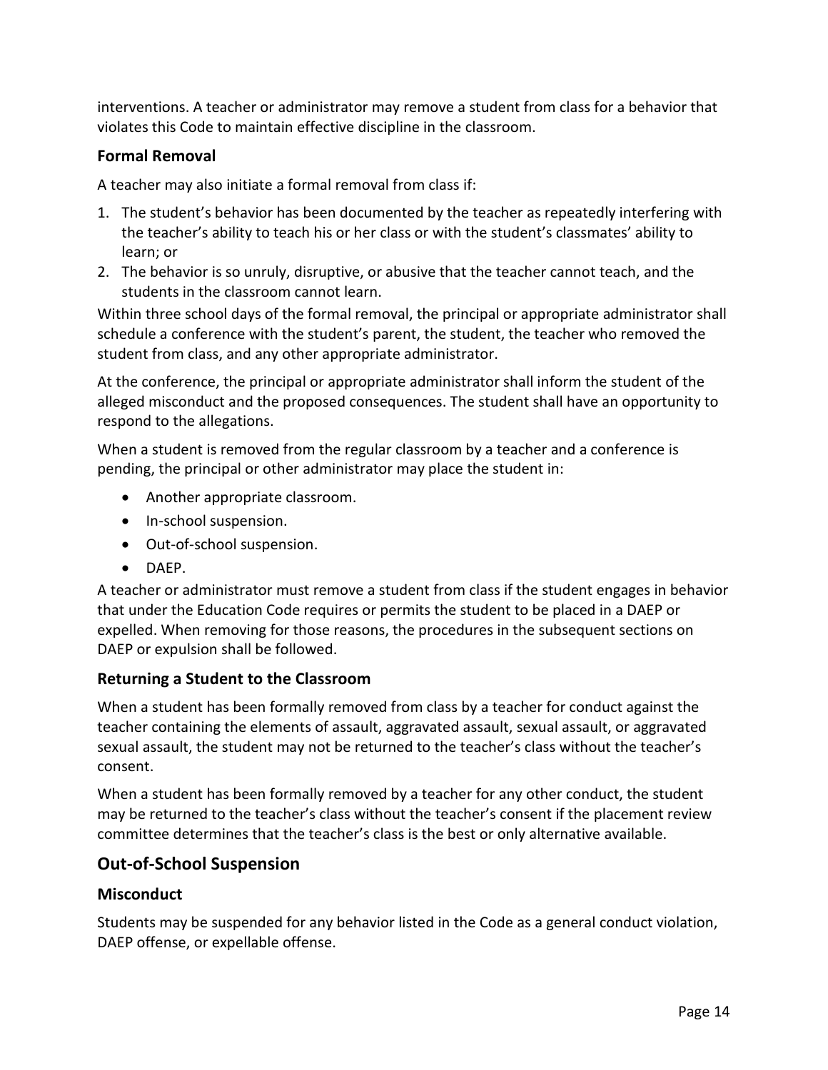interventions. A teacher or administrator may remove a student from class for a behavior that violates this Code to maintain effective discipline in the classroom.

### Formal Removal

A teacher may also initiate a formal removal from class if:

1. The student's behavior has been documented by the teacher as repeatedly interfering with the teacher's ability to teach his or her class or with the student's classmates' ability to learn; or
2. The behavior is so unruly, disruptive, or abusive that the teacher cannot teach, and the students in the classroom cannot learn.

Within three school days of the formal removal, the principal or appropriate administrator shall schedule a conference with the student's parent, the student, the teacher who removed the student from class, and any other appropriate administrator.

At the conference, the principal or appropriate administrator shall inform the student of the alleged misconduct and the proposed consequences. The student shall have an opportunity to respond to the allegations.

When a student is removed from the regular classroom by a teacher and a conference is pending, the principal or other administrator may place the student in:

- Another appropriate classroom.
- In-school suspension.
- Out-of-school suspension.
- DAEP.

A teacher or administrator must remove a student from class if the student engages in behavior that under the Education Code requires or permits the student to be placed in a DAEP or expelled. When removing for those reasons, the procedures in the subsequent sections on DAEP or expulsion shall be followed.

### Returning a Student to the Classroom

When a student has been formally removed from class by a teacher for conduct against the teacher containing the elements of assault, aggravated assault, sexual assault, or aggravated sexual assault, the student may not be returned to the teacher's class without the teacher's consent.

When a student has been formally removed by a teacher for any other conduct, the student may be returned to the teacher's class without the teacher's consent if the placement review committee determines that the teacher's class is the best or only alternative available.

## Out-of-School Suspension

### Misconduct

Students may be suspended for any behavior listed in the Code as a general conduct violation, DAEP offense, or expellable offense.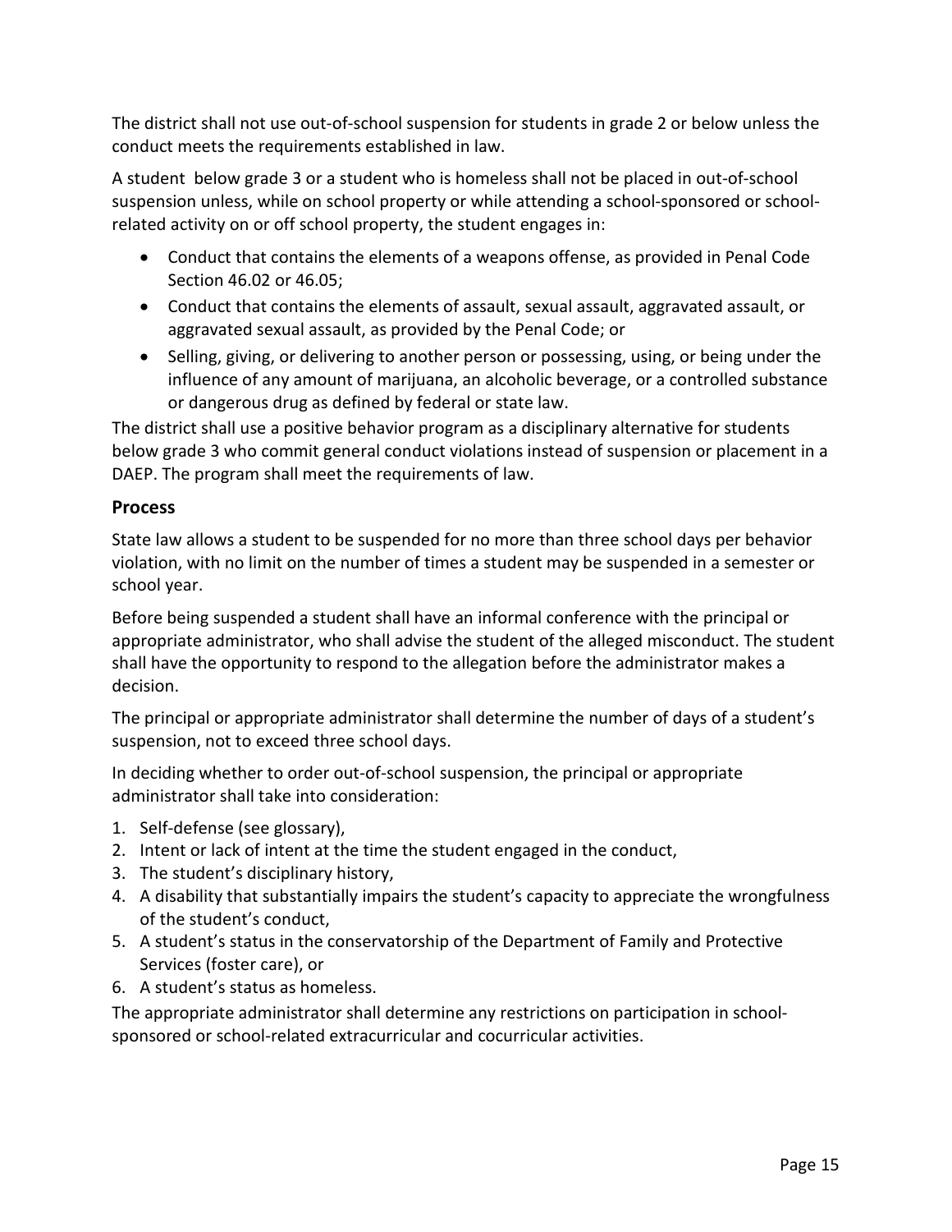The district shall not use out-of-school suspension for students in grade 2 or below unless the conduct meets the requirements established in law.

A student below grade 3 or a student who is homeless shall not be placed in out-of-school suspension unless, while on school property or while attending a school-sponsored or school-related activity on or off school property, the student engages in:

- Conduct that contains the elements of a weapons offense, as provided in Penal Code Section 46.02 or 46.05;
- Conduct that contains the elements of assault, sexual assault, aggravated assault, or aggravated sexual assault, as provided by the Penal Code; or
- Selling, giving, or delivering to another person or possessing, using, or being under the influence of any amount of marijuana, an alcoholic beverage, or a controlled substance or dangerous drug as defined by federal or state law.

The district shall use a positive behavior program as a disciplinary alternative for students below grade 3 who commit general conduct violations instead of suspension or placement in a DAEP. The program shall meet the requirements of law.

### Process

State law allows a student to be suspended for no more than three school days per behavior violation, with no limit on the number of times a student may be suspended in a semester or school year.

Before being suspended a student shall have an informal conference with the principal or appropriate administrator, who shall advise the student of the alleged misconduct. The student shall have the opportunity to respond to the allegation before the administrator makes a decision.

The principal or appropriate administrator shall determine the number of days of a student's suspension, not to exceed three school days.

In deciding whether to order out-of-school suspension, the principal or appropriate administrator shall take into consideration:

1. Self-defense (see glossary),
2. Intent or lack of intent at the time the student engaged in the conduct,
3. The student's disciplinary history,
4. A disability that substantially impairs the student's capacity to appreciate the wrongfulness of the student's conduct,
5. A student's status in the conservatorship of the Department of Family and Protective Services (foster care), or
6. A student's status as homeless.

The appropriate administrator shall determine any restrictions on participation in school-sponsored or school-related extracurricular and cocurricular activities.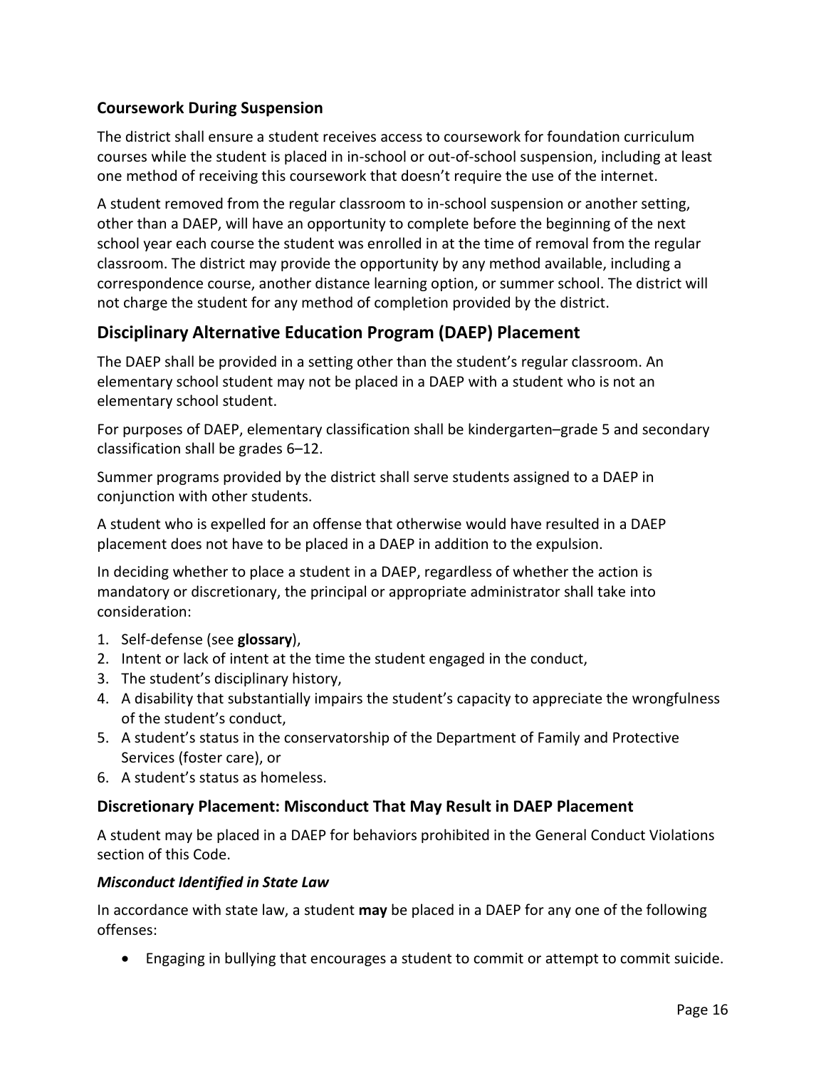### Coursework During Suspension

The district shall ensure a student receives access to coursework for foundation curriculum courses while the student is placed in in-school or out-of-school suspension, including at least one method of receiving this coursework that doesn't require the use of the internet.

A student removed from the regular classroom to in-school suspension or another setting, other than a DAEP, will have an opportunity to complete before the beginning of the next school year each course the student was enrolled in at the time of removal from the regular classroom. The district may provide the opportunity by any method available, including a correspondence course, another distance learning option, or summer school. The district will not charge the student for any method of completion provided by the district.

## Disciplinary Alternative Education Program (DAEP) Placement

The DAEP shall be provided in a setting other than the student's regular classroom. An elementary school student may not be placed in a DAEP with a student who is not an elementary school student.

For purposes of DAEP, elementary classification shall be kindergarten–grade 5 and secondary classification shall be grades 6–12.

Summer programs provided by the district shall serve students assigned to a DAEP in conjunction with other students.

A student who is expelled for an offense that otherwise would have resulted in a DAEP placement does not have to be placed in a DAEP in addition to the expulsion.

In deciding whether to place a student in a DAEP, regardless of whether the action is mandatory or discretionary, the principal or appropriate administrator shall take into consideration:

1. Self-defense (see **glossary**),
2. Intent or lack of intent at the time the student engaged in the conduct,
3. The student's disciplinary history,
4. A disability that substantially impairs the student's capacity to appreciate the wrongfulness of the student's conduct,
5. A student's status in the conservatorship of the Department of Family and Protective Services (foster care), or
6. A student's status as homeless.

### Discretionary Placement: Misconduct That May Result in DAEP Placement

A student may be placed in a DAEP for behaviors prohibited in the General Conduct Violations section of this Code.

#### *Misconduct Identified in State Law*

In accordance with state law, a student **may** be placed in a DAEP for any one of the following offenses:

- Engaging in bullying that encourages a student to commit or attempt to commit suicide.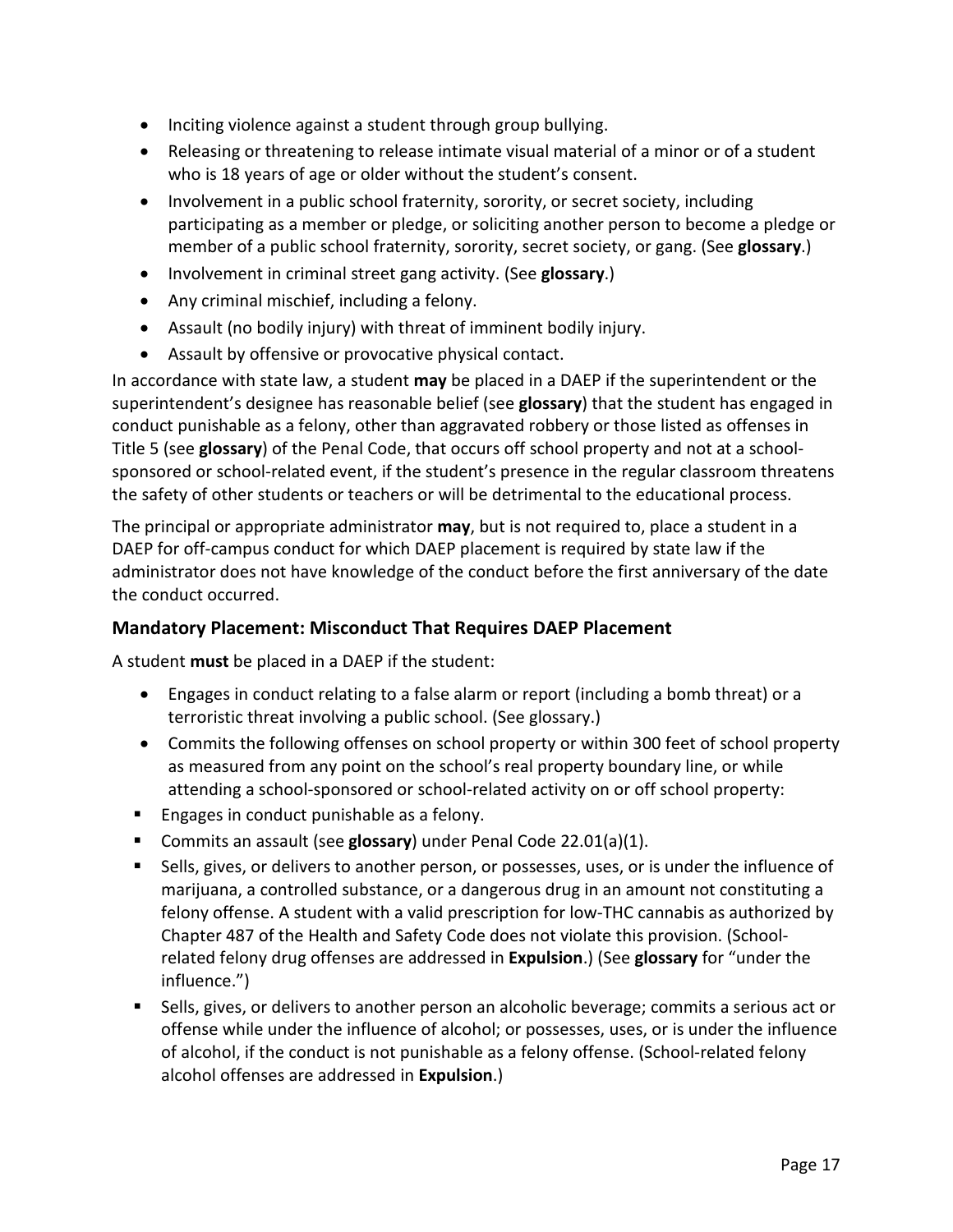- Inciting violence against a student through group bullying.
- Releasing or threatening to release intimate visual material of a minor or of a student who is 18 years of age or older without the student's consent.
- Involvement in a public school fraternity, sorority, or secret society, including participating as a member or pledge, or soliciting another person to become a pledge or member of a public school fraternity, sorority, secret society, or gang. (See **glossary**.)
- Involvement in criminal street gang activity. (See **glossary**.)
- Any criminal mischief, including a felony.
- Assault (no bodily injury) with threat of imminent bodily injury.
- Assault by offensive or provocative physical contact.

In accordance with state law, a student **may** be placed in a DAEP if the superintendent or the superintendent's designee has reasonable belief (see **glossary**) that the student has engaged in conduct punishable as a felony, other than aggravated robbery or those listed as offenses in Title 5 (see **glossary**) of the Penal Code, that occurs off school property and not at a school-sponsored or school-related event, if the student's presence in the regular classroom threatens the safety of other students or teachers or will be detrimental to the educational process.

The principal or appropriate administrator **may**, but is not required to, place a student in a DAEP for off-campus conduct for which DAEP placement is required by state law if the administrator does not have knowledge of the conduct before the first anniversary of the date the conduct occurred.

### Mandatory Placement: Misconduct That Requires DAEP Placement

A student **must** be placed in a DAEP if the student:

- Engages in conduct relating to a false alarm or report (including a bomb threat) or a terroristic threat involving a public school. (See glossary.)
- Commits the following offenses on school property or within 300 feet of school property as measured from any point on the school's real property boundary line, or while attending a school-sponsored or school-related activity on or off school property:
  - Engages in conduct punishable as a felony.
  - Commits an assault (see **glossary**) under Penal Code 22.01(a)(1).
  - Sells, gives, or delivers to another person, or possesses, uses, or is under the influence of marijuana, a controlled substance, or a dangerous drug in an amount not constituting a felony offense. A student with a valid prescription for low-THC cannabis as authorized by Chapter 487 of the Health and Safety Code does not violate this provision. (School-related felony drug offenses are addressed in **Expulsion**.) (See **glossary** for "under the influence.")
  - Sells, gives, or delivers to another person an alcoholic beverage; commits a serious act or offense while under the influence of alcohol; or possesses, uses, or is under the influence of alcohol, if the conduct is not punishable as a felony offense. (School-related felony alcohol offenses are addressed in **Expulsion**.)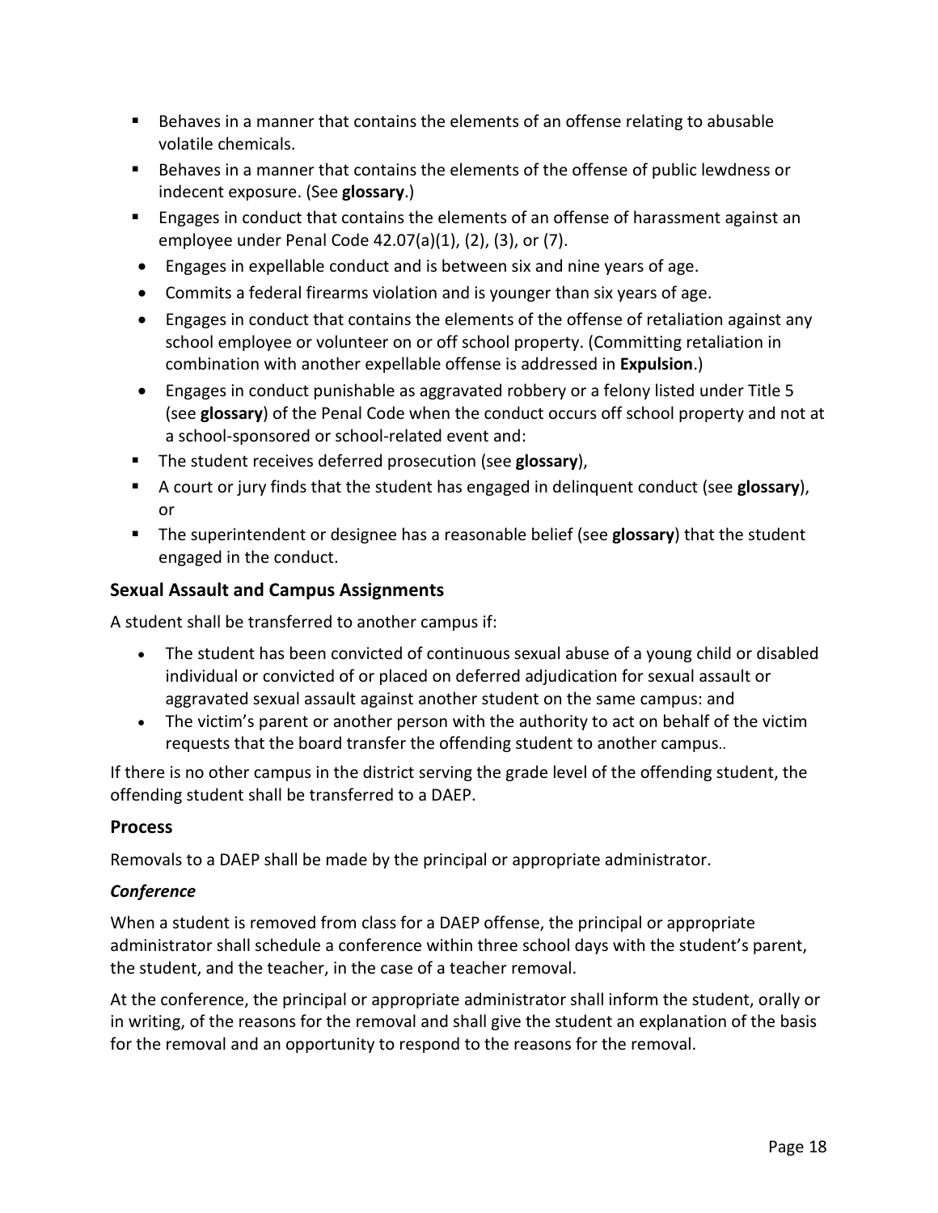- Behaves in a manner that contains the elements of an offense relating to abusable volatile chemicals.
- Behaves in a manner that contains the elements of the offense of public lewdness or indecent exposure. (See **glossary**.)
- Engages in conduct that contains the elements of an offense of harassment against an employee under Penal Code 42.07(a)(1), (2), (3), or (7).
- Engages in expellable conduct and is between six and nine years of age.
- Commits a federal firearms violation and is younger than six years of age.
- Engages in conduct that contains the elements of the offense of retaliation against any school employee or volunteer on or off school property. (Committing retaliation in combination with another expellable offense is addressed in **Expulsion**.)
- Engages in conduct punishable as aggravated robbery or a felony listed under Title 5 (see **glossary**) of the Penal Code when the conduct occurs off school property and not at a school-sponsored or school-related event and:
- The student receives deferred prosecution (see **glossary**),
- A court or jury finds that the student has engaged in delinquent conduct (see **glossary**), or
- The superintendent or designee has a reasonable belief (see **glossary**) that the student engaged in the conduct.

### Sexual Assault and Campus Assignments

A student shall be transferred to another campus if:

- The student has been convicted of continuous sexual abuse of a young child or disabled individual or convicted of or placed on deferred adjudication for sexual assault or aggravated sexual assault against another student on the same campus: and
- The victim's parent or another person with the authority to act on behalf of the victim requests that the board transfer the offending student to another campus..

If there is no other campus in the district serving the grade level of the offending student, the offending student shall be transferred to a DAEP.

### Process

Removals to a DAEP shall be made by the principal or appropriate administrator.

#### *Conference*

When a student is removed from class for a DAEP offense, the principal or appropriate administrator shall schedule a conference within three school days with the student's parent, the student, and the teacher, in the case of a teacher removal.

At the conference, the principal or appropriate administrator shall inform the student, orally or in writing, of the reasons for the removal and shall give the student an explanation of the basis for the removal and an opportunity to respond to the reasons for the removal.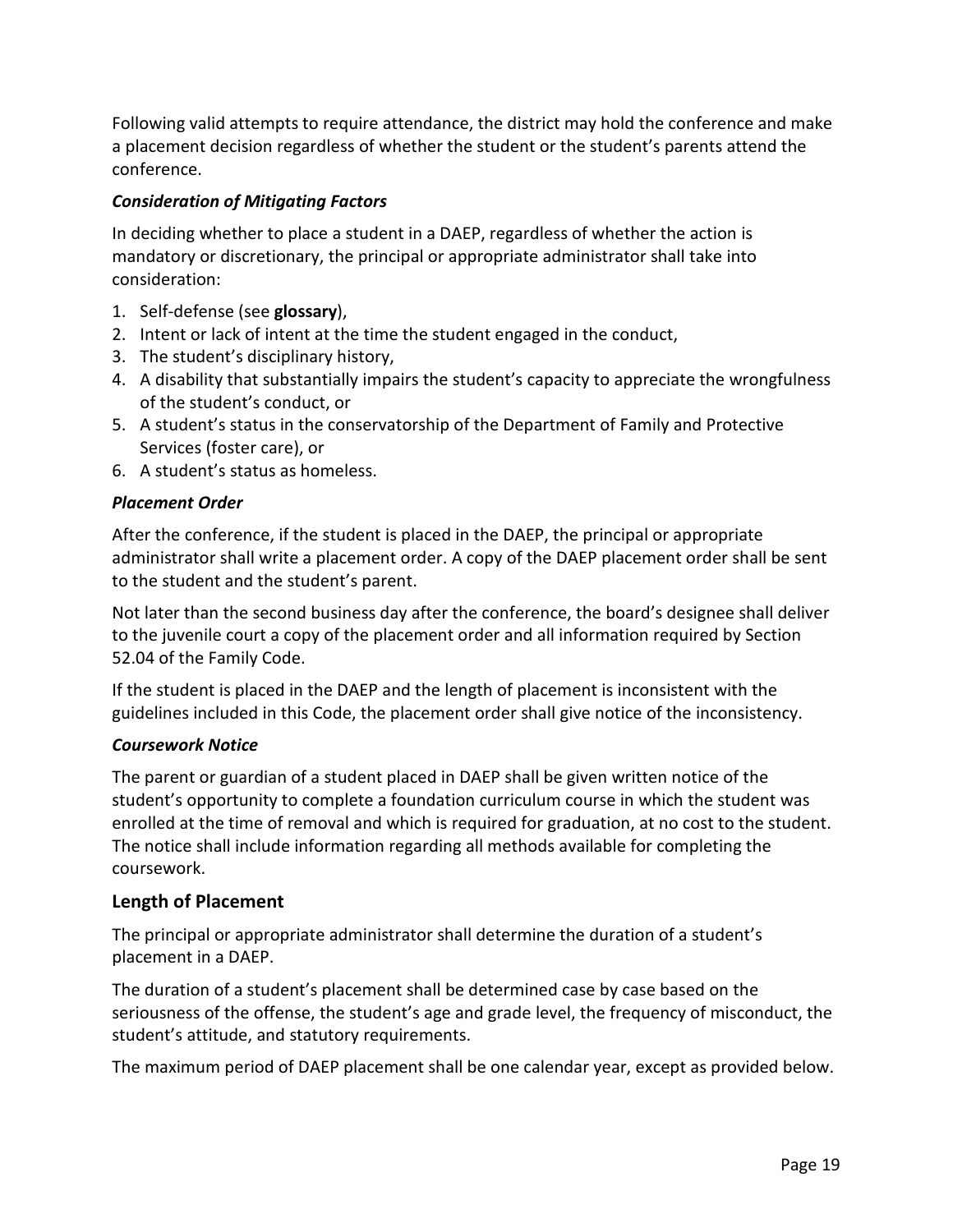Following valid attempts to require attendance, the district may hold the conference and make a placement decision regardless of whether the student or the student's parents attend the conference.

### *Consideration of Mitigating Factors*

In deciding whether to place a student in a DAEP, regardless of whether the action is mandatory or discretionary, the principal or appropriate administrator shall take into consideration:

1. Self-defense (see **glossary**),
2. Intent or lack of intent at the time the student engaged in the conduct,
3. The student's disciplinary history,
4. A disability that substantially impairs the student's capacity to appreciate the wrongfulness of the student's conduct, or
5. A student's status in the conservatorship of the Department of Family and Protective Services (foster care), or
6. A student's status as homeless.

### *Placement Order*

After the conference, if the student is placed in the DAEP, the principal or appropriate administrator shall write a placement order. A copy of the DAEP placement order shall be sent to the student and the student's parent.

Not later than the second business day after the conference, the board's designee shall deliver to the juvenile court a copy of the placement order and all information required by Section 52.04 of the Family Code.

If the student is placed in the DAEP and the length of placement is inconsistent with the guidelines included in this Code, the placement order shall give notice of the inconsistency.

### *Coursework Notice*

The parent or guardian of a student placed in DAEP shall be given written notice of the student's opportunity to complete a foundation curriculum course in which the student was enrolled at the time of removal and which is required for graduation, at no cost to the student. The notice shall include information regarding all methods available for completing the coursework.

## Length of Placement

The principal or appropriate administrator shall determine the duration of a student's placement in a DAEP.

The duration of a student's placement shall be determined case by case based on the seriousness of the offense, the student's age and grade level, the frequency of misconduct, the student's attitude, and statutory requirements.

The maximum period of DAEP placement shall be one calendar year, except as provided below.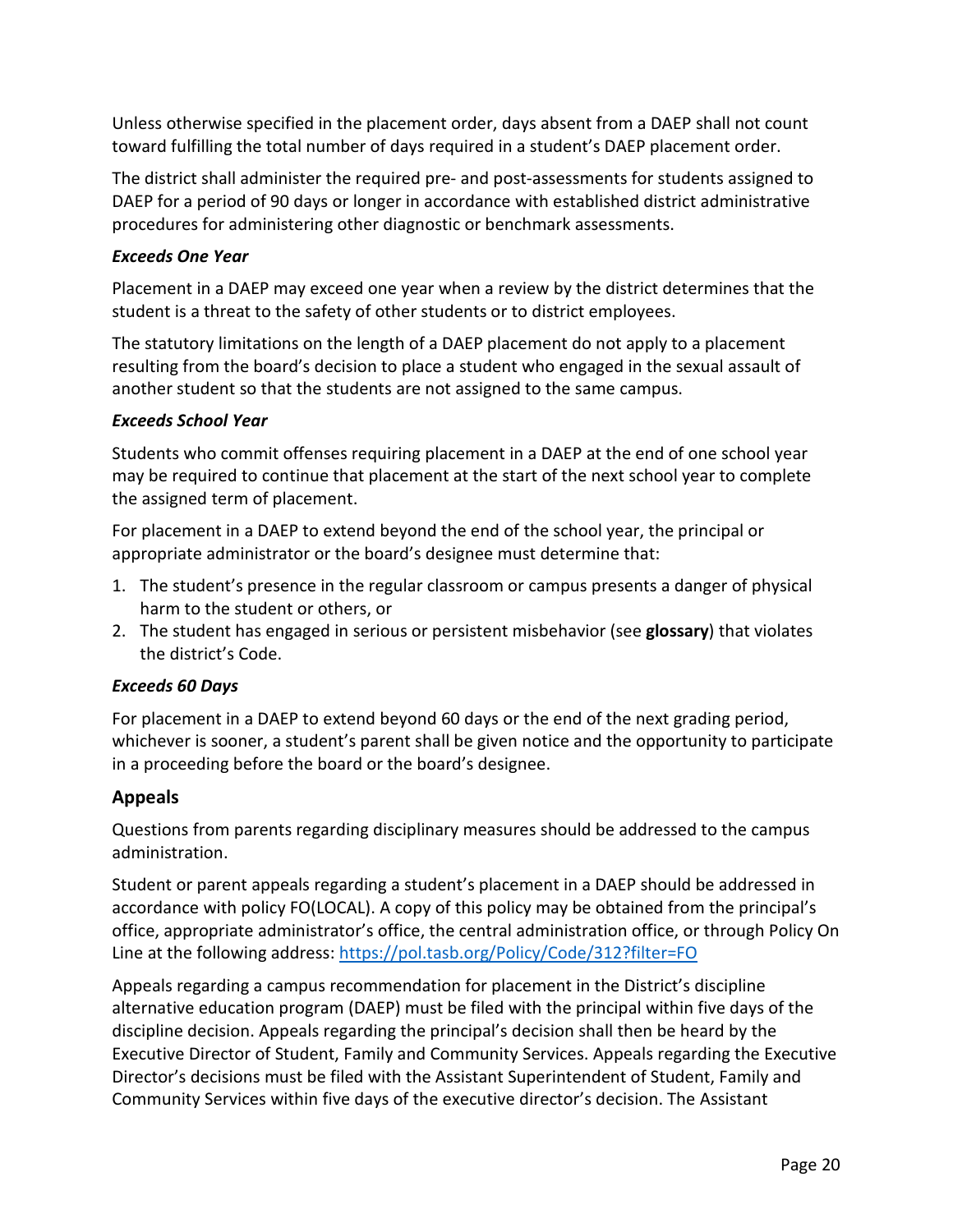Unless otherwise specified in the placement order, days absent from a DAEP shall not count toward fulfilling the total number of days required in a student's DAEP placement order.

The district shall administer the required pre- and post-assessments for students assigned to DAEP for a period of 90 days or longer in accordance with established district administrative procedures for administering other diagnostic or benchmark assessments.

#### *Exceeds One Year*

Placement in a DAEP may exceed one year when a review by the district determines that the student is a threat to the safety of other students or to district employees.

The statutory limitations on the length of a DAEP placement do not apply to a placement resulting from the board's decision to place a student who engaged in the sexual assault of another student so that the students are not assigned to the same campus.

#### *Exceeds School Year*

Students who commit offenses requiring placement in a DAEP at the end of one school year may be required to continue that placement at the start of the next school year to complete the assigned term of placement.

For placement in a DAEP to extend beyond the end of the school year, the principal or appropriate administrator or the board's designee must determine that:

1. The student's presence in the regular classroom or campus presents a danger of physical harm to the student or others, or
2. The student has engaged in serious or persistent misbehavior (see **glossary**) that violates the district's Code.

#### *Exceeds 60 Days*

For placement in a DAEP to extend beyond 60 days or the end of the next grading period, whichever is sooner, a student's parent shall be given notice and the opportunity to participate in a proceeding before the board or the board's designee.

### Appeals

Questions from parents regarding disciplinary measures should be addressed to the campus administration.

Student or parent appeals regarding a student's placement in a DAEP should be addressed in accordance with policy FO(LOCAL). A copy of this policy may be obtained from the principal's office, appropriate administrator's office, the central administration office, or through Policy On Line at the following address: https://pol.tasb.org/Policy/Code/312?filter=FO

Appeals regarding a campus recommendation for placement in the District's discipline alternative education program (DAEP) must be filed with the principal within five days of the discipline decision. Appeals regarding the principal's decision shall then be heard by the Executive Director of Student, Family and Community Services. Appeals regarding the Executive Director's decisions must be filed with the Assistant Superintendent of Student, Family and Community Services within five days of the executive director's decision. The Assistant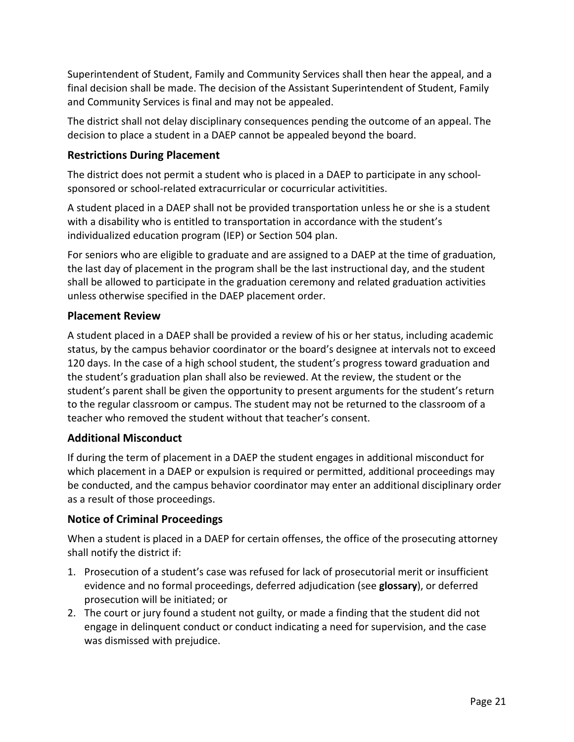Superintendent of Student, Family and Community Services shall then hear the appeal, and a final decision shall be made. The decision of the Assistant Superintendent of Student, Family and Community Services is final and may not be appealed.

The district shall not delay disciplinary consequences pending the outcome of an appeal. The decision to place a student in a DAEP cannot be appealed beyond the board.

### Restrictions During Placement

The district does not permit a student who is placed in a DAEP to participate in any school-sponsored or school-related extracurricular or cocurricular activitities.

A student placed in a DAEP shall not be provided transportation unless he or she is a student with a disability who is entitled to transportation in accordance with the student's individualized education program (IEP) or Section 504 plan.

For seniors who are eligible to graduate and are assigned to a DAEP at the time of graduation, the last day of placement in the program shall be the last instructional day, and the student shall be allowed to participate in the graduation ceremony and related graduation activities unless otherwise specified in the DAEP placement order.

### Placement Review

A student placed in a DAEP shall be provided a review of his or her status, including academic status, by the campus behavior coordinator or the board's designee at intervals not to exceed 120 days. In the case of a high school student, the student's progress toward graduation and the student's graduation plan shall also be reviewed. At the review, the student or the student's parent shall be given the opportunity to present arguments for the student's return to the regular classroom or campus. The student may not be returned to the classroom of a teacher who removed the student without that teacher's consent.

### Additional Misconduct

If during the term of placement in a DAEP the student engages in additional misconduct for which placement in a DAEP or expulsion is required or permitted, additional proceedings may be conducted, and the campus behavior coordinator may enter an additional disciplinary order as a result of those proceedings.

### Notice of Criminal Proceedings

When a student is placed in a DAEP for certain offenses, the office of the prosecuting attorney shall notify the district if:

1. Prosecution of a student's case was refused for lack of prosecutorial merit or insufficient evidence and no formal proceedings, deferred adjudication (see **glossary**), or deferred prosecution will be initiated; or
2. The court or jury found a student not guilty, or made a finding that the student did not engage in delinquent conduct or conduct indicating a need for supervision, and the case was dismissed with prejudice.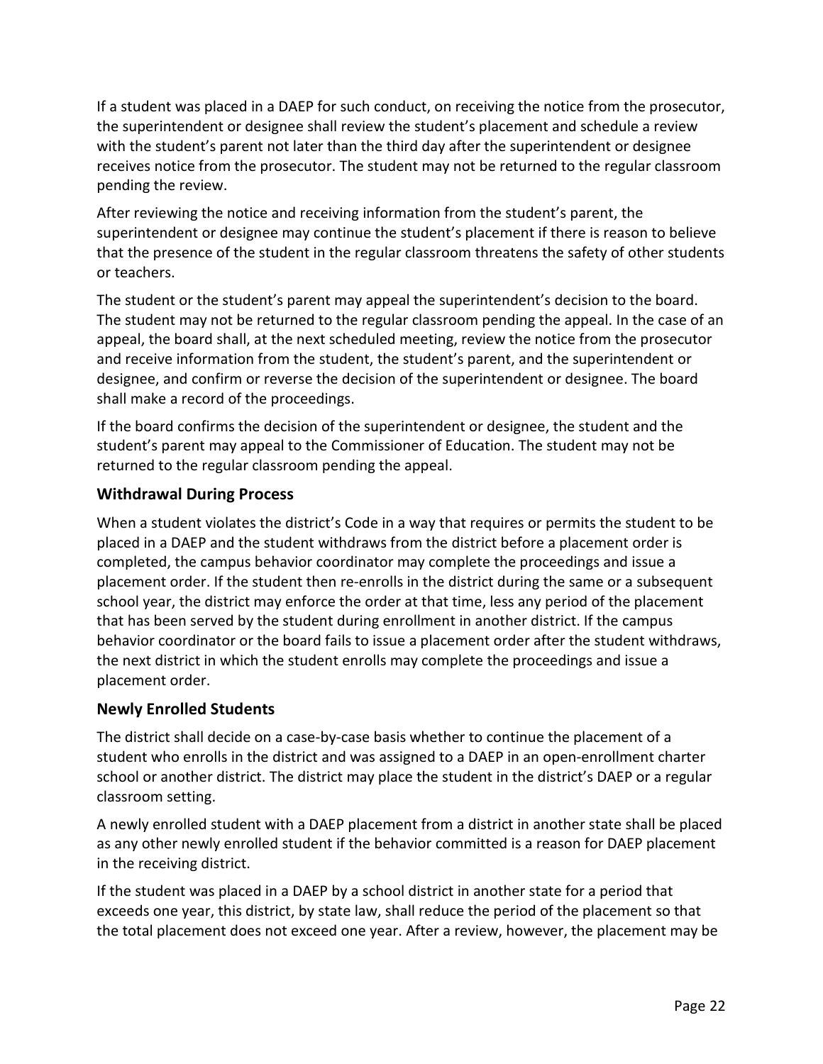If a student was placed in a DAEP for such conduct, on receiving the notice from the prosecutor, the superintendent or designee shall review the student's placement and schedule a review with the student's parent not later than the third day after the superintendent or designee receives notice from the prosecutor. The student may not be returned to the regular classroom pending the review.

After reviewing the notice and receiving information from the student's parent, the superintendent or designee may continue the student's placement if there is reason to believe that the presence of the student in the regular classroom threatens the safety of other students or teachers.

The student or the student's parent may appeal the superintendent's decision to the board. The student may not be returned to the regular classroom pending the appeal. In the case of an appeal, the board shall, at the next scheduled meeting, review the notice from the prosecutor and receive information from the student, the student's parent, and the superintendent or designee, and confirm or reverse the decision of the superintendent or designee. The board shall make a record of the proceedings.

If the board confirms the decision of the superintendent or designee, the student and the student's parent may appeal to the Commissioner of Education. The student may not be returned to the regular classroom pending the appeal.

## Withdrawal During Process

When a student violates the district's Code in a way that requires or permits the student to be placed in a DAEP and the student withdraws from the district before a placement order is completed, the campus behavior coordinator may complete the proceedings and issue a placement order. If the student then re-enrolls in the district during the same or a subsequent school year, the district may enforce the order at that time, less any period of the placement that has been served by the student during enrollment in another district. If the campus behavior coordinator or the board fails to issue a placement order after the student withdraws, the next district in which the student enrolls may complete the proceedings and issue a placement order.

## Newly Enrolled Students

The district shall decide on a case-by-case basis whether to continue the placement of a student who enrolls in the district and was assigned to a DAEP in an open-enrollment charter school or another district. The district may place the student in the district's DAEP or a regular classroom setting.

A newly enrolled student with a DAEP placement from a district in another state shall be placed as any other newly enrolled student if the behavior committed is a reason for DAEP placement in the receiving district.

If the student was placed in a DAEP by a school district in another state for a period that exceeds one year, this district, by state law, shall reduce the period of the placement so that the total placement does not exceed one year. After a review, however, the placement may be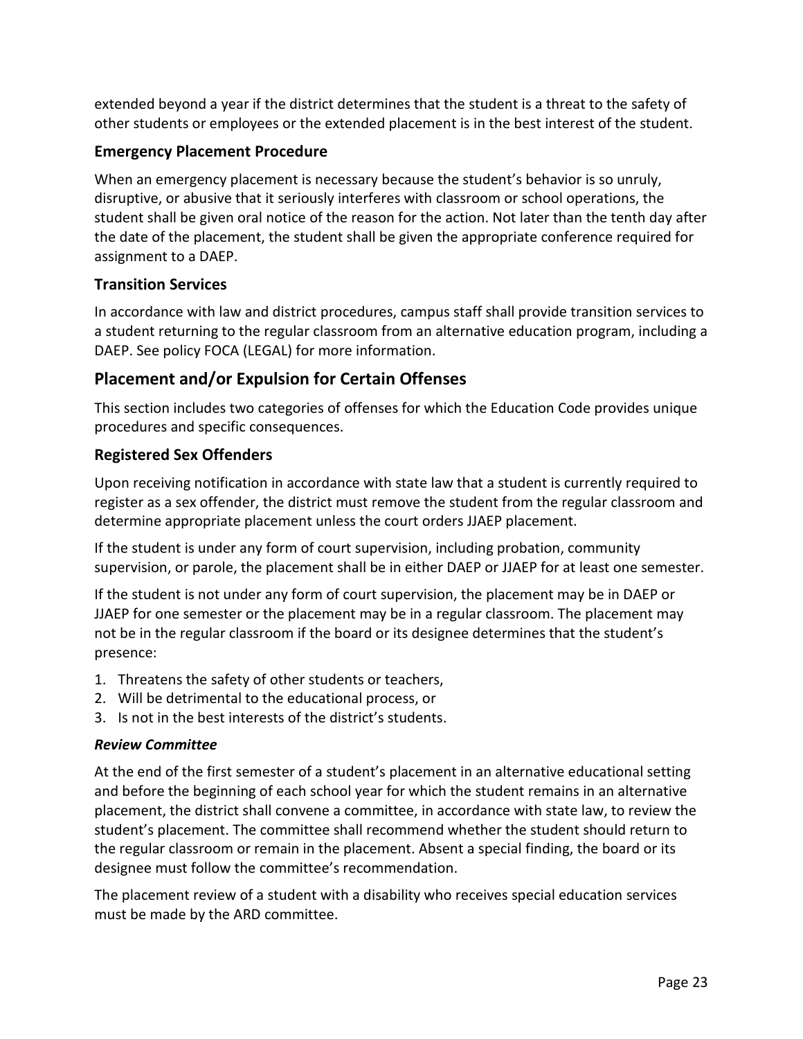extended beyond a year if the district determines that the student is a threat to the safety of other students or employees or the extended placement is in the best interest of the student.

### Emergency Placement Procedure

When an emergency placement is necessary because the student's behavior is so unruly, disruptive, or abusive that it seriously interferes with classroom or school operations, the student shall be given oral notice of the reason for the action. Not later than the tenth day after the date of the placement, the student shall be given the appropriate conference required for assignment to a DAEP.

### Transition Services

In accordance with law and district procedures, campus staff shall provide transition services to a student returning to the regular classroom from an alternative education program, including a DAEP. See policy FOCA (LEGAL) for more information.

## Placement and/or Expulsion for Certain Offenses

This section includes two categories of offenses for which the Education Code provides unique procedures and specific consequences.

### Registered Sex Offenders

Upon receiving notification in accordance with state law that a student is currently required to register as a sex offender, the district must remove the student from the regular classroom and determine appropriate placement unless the court orders JJAEP placement.

If the student is under any form of court supervision, including probation, community supervision, or parole, the placement shall be in either DAEP or JJAEP for at least one semester.

If the student is not under any form of court supervision, the placement may be in DAEP or JJAEP for one semester or the placement may be in a regular classroom. The placement may not be in the regular classroom if the board or its designee determines that the student's presence:

1. Threatens the safety of other students or teachers,
2. Will be detrimental to the educational process, or
3. Is not in the best interests of the district's students.

#### *Review Committee*

At the end of the first semester of a student's placement in an alternative educational setting and before the beginning of each school year for which the student remains in an alternative placement, the district shall convene a committee, in accordance with state law, to review the student's placement. The committee shall recommend whether the student should return to the regular classroom or remain in the placement. Absent a special finding, the board or its designee must follow the committee's recommendation.

The placement review of a student with a disability who receives special education services must be made by the ARD committee.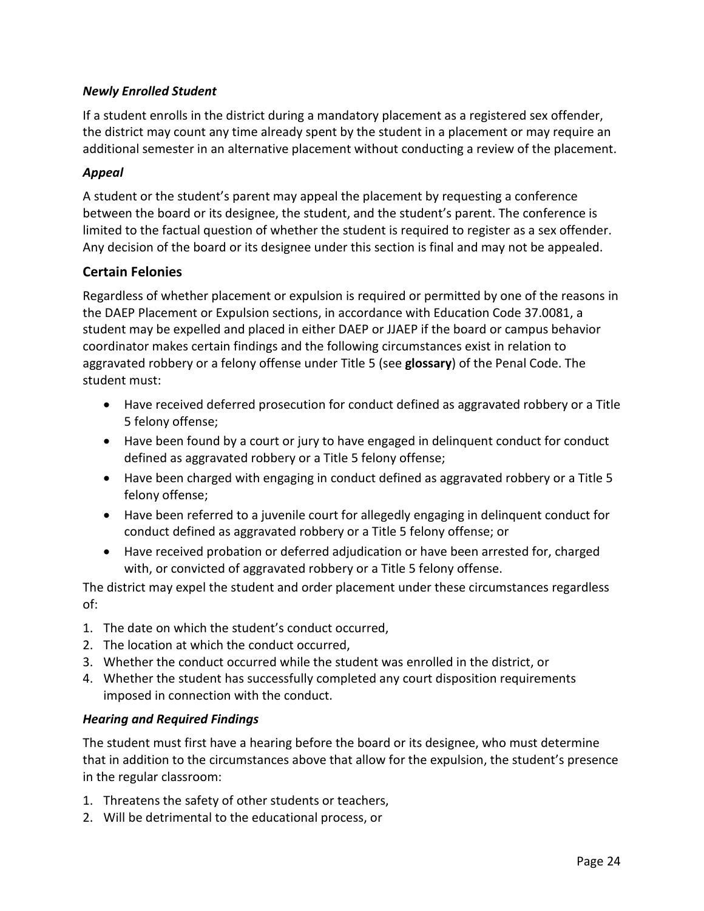### *Newly Enrolled Student*

If a student enrolls in the district during a mandatory placement as a registered sex offender, the district may count any time already spent by the student in a placement or may require an additional semester in an alternative placement without conducting a review of the placement.

### *Appeal*

A student or the student's parent may appeal the placement by requesting a conference between the board or its designee, the student, and the student's parent. The conference is limited to the factual question of whether the student is required to register as a sex offender. Any decision of the board or its designee under this section is final and may not be appealed.

## Certain Felonies

Regardless of whether placement or expulsion is required or permitted by one of the reasons in the DAEP Placement or Expulsion sections, in accordance with Education Code 37.0081, a student may be expelled and placed in either DAEP or JJAEP if the board or campus behavior coordinator makes certain findings and the following circumstances exist in relation to aggravated robbery or a felony offense under Title 5 (see **glossary**) of the Penal Code. The student must:

- Have received deferred prosecution for conduct defined as aggravated robbery or a Title 5 felony offense;
- Have been found by a court or jury to have engaged in delinquent conduct for conduct defined as aggravated robbery or a Title 5 felony offense;
- Have been charged with engaging in conduct defined as aggravated robbery or a Title 5 felony offense;
- Have been referred to a juvenile court for allegedly engaging in delinquent conduct for conduct defined as aggravated robbery or a Title 5 felony offense; or
- Have received probation or deferred adjudication or have been arrested for, charged with, or convicted of aggravated robbery or a Title 5 felony offense.

The district may expel the student and order placement under these circumstances regardless of:

1. The date on which the student's conduct occurred,
2. The location at which the conduct occurred,
3. Whether the conduct occurred while the student was enrolled in the district, or
4. Whether the student has successfully completed any court disposition requirements imposed in connection with the conduct.

### *Hearing and Required Findings*

The student must first have a hearing before the board or its designee, who must determine that in addition to the circumstances above that allow for the expulsion, the student's presence in the regular classroom:

1. Threatens the safety of other students or teachers,
2. Will be detrimental to the educational process, or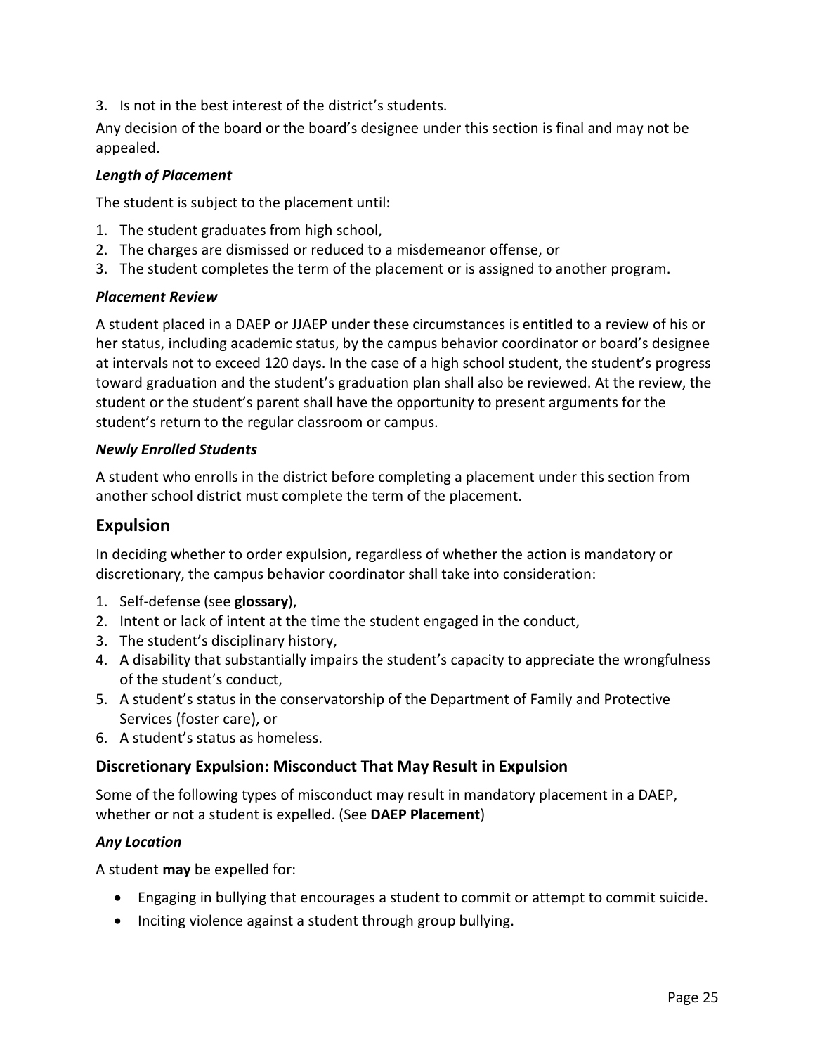3. Is not in the best interest of the district's students.

Any decision of the board or the board's designee under this section is final and may not be appealed.

### *Length of Placement*

The student is subject to the placement until:

1. The student graduates from high school,
2. The charges are dismissed or reduced to a misdemeanor offense, or
3. The student completes the term of the placement or is assigned to another program.

### *Placement Review*

A student placed in a DAEP or JJAEP under these circumstances is entitled to a review of his or her status, including academic status, by the campus behavior coordinator or board's designee at intervals not to exceed 120 days. In the case of a high school student, the student's progress toward graduation and the student's graduation plan shall also be reviewed. At the review, the student or the student's parent shall have the opportunity to present arguments for the student's return to the regular classroom or campus.

### *Newly Enrolled Students*

A student who enrolls in the district before completing a placement under this section from another school district must complete the term of the placement.

## Expulsion

In deciding whether to order expulsion, regardless of whether the action is mandatory or discretionary, the campus behavior coordinator shall take into consideration:

1. Self-defense (see **glossary**),
2. Intent or lack of intent at the time the student engaged in the conduct,
3. The student's disciplinary history,
4. A disability that substantially impairs the student's capacity to appreciate the wrongfulness of the student's conduct,
5. A student's status in the conservatorship of the Department of Family and Protective Services (foster care), or
6. A student's status as homeless.

### Discretionary Expulsion: Misconduct That May Result in Expulsion

Some of the following types of misconduct may result in mandatory placement in a DAEP, whether or not a student is expelled. (See **DAEP Placement**)

### *Any Location*

A student **may** be expelled for:

- Engaging in bullying that encourages a student to commit or attempt to commit suicide.
- Inciting violence against a student through group bullying.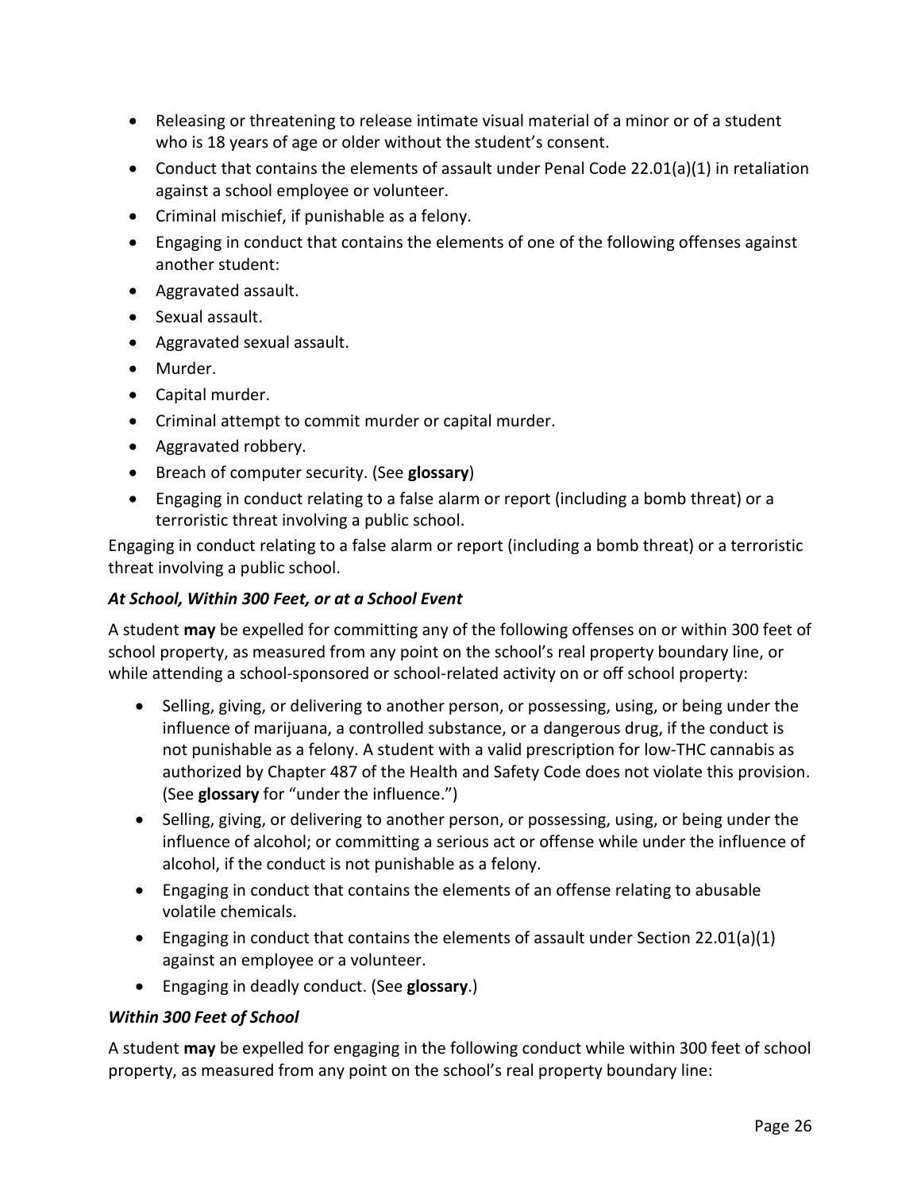- Releasing or threatening to release intimate visual material of a minor or of a student who is 18 years of age or older without the student's consent.
- Conduct that contains the elements of assault under Penal Code 22.01(a)(1) in retaliation against a school employee or volunteer.
- Criminal mischief, if punishable as a felony.
- Engaging in conduct that contains the elements of one of the following offenses against another student:
- Aggravated assault.
- Sexual assault.
- Aggravated sexual assault.
- Murder.
- Capital murder.
- Criminal attempt to commit murder or capital murder.
- Aggravated robbery.
- Breach of computer security. (See **glossary**)
- Engaging in conduct relating to a false alarm or report (including a bomb threat) or a terroristic threat involving a public school.

Engaging in conduct relating to a false alarm or report (including a bomb threat) or a terroristic threat involving a public school.

***At School, Within 300 Feet, or at a School Event***

A student **may** be expelled for committing any of the following offenses on or within 300 feet of school property, as measured from any point on the school's real property boundary line, or while attending a school-sponsored or school-related activity on or off school property:

- Selling, giving, or delivering to another person, or possessing, using, or being under the influence of marijuana, a controlled substance, or a dangerous drug, if the conduct is not punishable as a felony. A student with a valid prescription for low-THC cannabis as authorized by Chapter 487 of the Health and Safety Code does not violate this provision. (See **glossary** for "under the influence.")
- Selling, giving, or delivering to another person, or possessing, using, or being under the influence of alcohol; or committing a serious act or offense while under the influence of alcohol, if the conduct is not punishable as a felony.
- Engaging in conduct that contains the elements of an offense relating to abusable volatile chemicals.
- Engaging in conduct that contains the elements of assault under Section 22.01(a)(1) against an employee or a volunteer.
- Engaging in deadly conduct. (See **glossary**.)

***Within 300 Feet of School***

A student **may** be expelled for engaging in the following conduct while within 300 feet of school property, as measured from any point on the school's real property boundary line: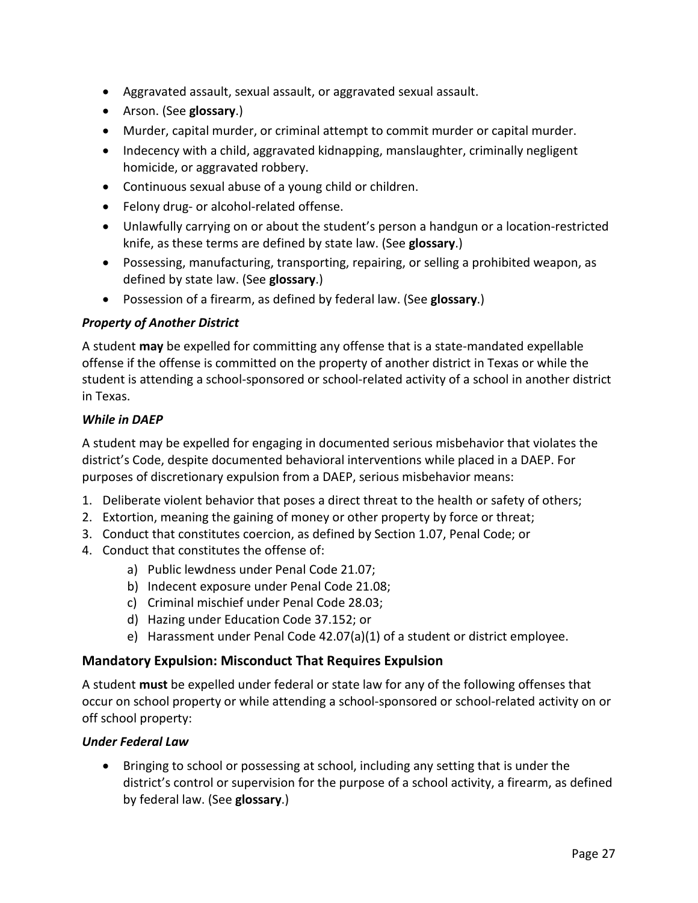- Aggravated assault, sexual assault, or aggravated sexual assault.
- Arson. (See **glossary**.)
- Murder, capital murder, or criminal attempt to commit murder or capital murder.
- Indecency with a child, aggravated kidnapping, manslaughter, criminally negligent homicide, or aggravated robbery.
- Continuous sexual abuse of a young child or children.
- Felony drug- or alcohol-related offense.
- Unlawfully carrying on or about the student's person a handgun or a location-restricted knife, as these terms are defined by state law. (See **glossary**.)
- Possessing, manufacturing, transporting, repairing, or selling a prohibited weapon, as defined by state law. (See **glossary**.)
- Possession of a firearm, as defined by federal law. (See **glossary**.)

#### *Property of Another District*

A student **may** be expelled for committing any offense that is a state-mandated expellable offense if the offense is committed on the property of another district in Texas or while the student is attending a school-sponsored or school-related activity of a school in another district in Texas.

#### *While in DAEP*

A student may be expelled for engaging in documented serious misbehavior that violates the district's Code, despite documented behavioral interventions while placed in a DAEP. For purposes of discretionary expulsion from a DAEP, serious misbehavior means:

1. Deliberate violent behavior that poses a direct threat to the health or safety of others;
2. Extortion, meaning the gaining of money or other property by force or threat;
3. Conduct that constitutes coercion, as defined by Section 1.07, Penal Code; or
4. Conduct that constitutes the offense of:
    a) Public lewdness under Penal Code 21.07;
    b) Indecent exposure under Penal Code 21.08;
    c) Criminal mischief under Penal Code 28.03;
    d) Hazing under Education Code 37.152; or
    e) Harassment under Penal Code 42.07(a)(1) of a student or district employee.

### Mandatory Expulsion: Misconduct That Requires Expulsion

A student **must** be expelled under federal or state law for any of the following offenses that occur on school property or while attending a school-sponsored or school-related activity on or off school property:

#### *Under Federal Law*

- Bringing to school or possessing at school, including any setting that is under the district's control or supervision for the purpose of a school activity, a firearm, as defined by federal law. (See **glossary**.)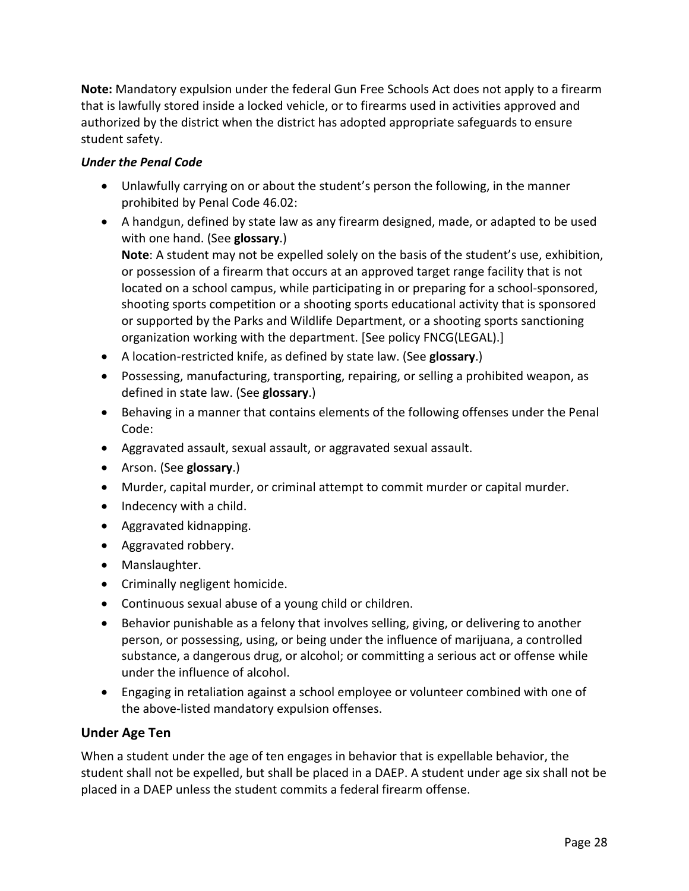**Note:** Mandatory expulsion under the federal Gun Free Schools Act does not apply to a firearm that is lawfully stored inside a locked vehicle, or to firearms used in activities approved and authorized by the district when the district has adopted appropriate safeguards to ensure student safety.

***Under the Penal Code***

- Unlawfully carrying on or about the student's person the following, in the manner prohibited by Penal Code 46.02:
- A handgun, defined by state law as any firearm designed, made, or adapted to be used with one hand. (See **glossary**.)
  **Note**: A student may not be expelled solely on the basis of the student's use, exhibition, or possession of a firearm that occurs at an approved target range facility that is not located on a school campus, while participating in or preparing for a school-sponsored, shooting sports competition or a shooting sports educational activity that is sponsored or supported by the Parks and Wildlife Department, or a shooting sports sanctioning organization working with the department. [See policy FNCG(LEGAL).]
- A location-restricted knife, as defined by state law. (See **glossary**.)
- Possessing, manufacturing, transporting, repairing, or selling a prohibited weapon, as defined in state law. (See **glossary**.)
- Behaving in a manner that contains elements of the following offenses under the Penal Code:
- Aggravated assault, sexual assault, or aggravated sexual assault.
- Arson. (See **glossary**.)
- Murder, capital murder, or criminal attempt to commit murder or capital murder.
- Indecency with a child.
- Aggravated kidnapping.
- Aggravated robbery.
- Manslaughter.
- Criminally negligent homicide.
- Continuous sexual abuse of a young child or children.
- Behavior punishable as a felony that involves selling, giving, or delivering to another person, or possessing, using, or being under the influence of marijuana, a controlled substance, a dangerous drug, or alcohol; or committing a serious act or offense while under the influence of alcohol.
- Engaging in retaliation against a school employee or volunteer combined with one of the above-listed mandatory expulsion offenses.

## Under Age Ten

When a student under the age of ten engages in behavior that is expellable behavior, the student shall not be expelled, but shall be placed in a DAEP. A student under age six shall not be placed in a DAEP unless the student commits a federal firearm offense.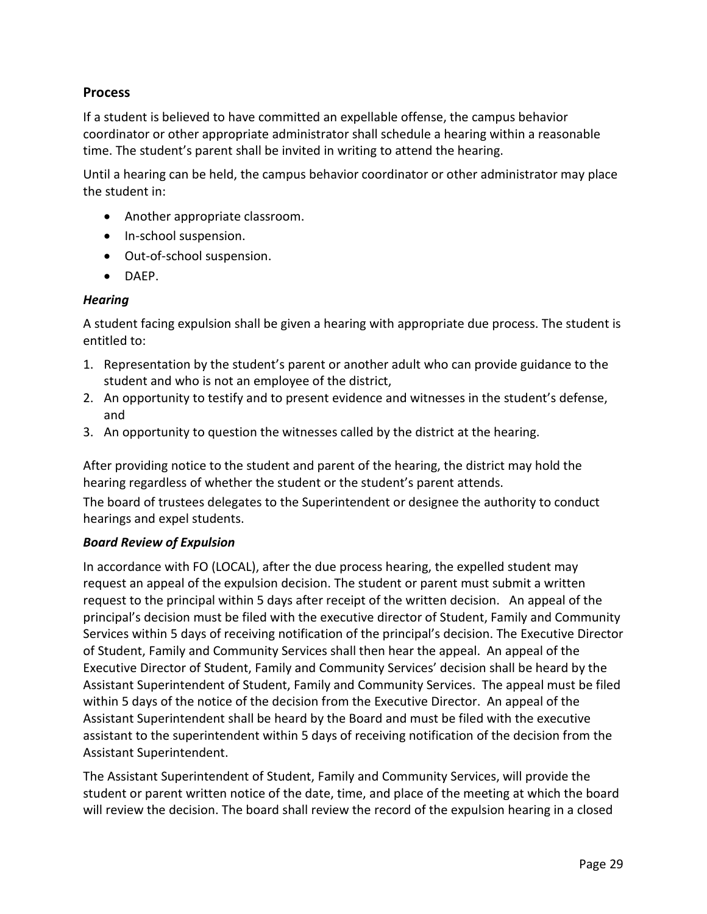## Process

If a student is believed to have committed an expellable offense, the campus behavior coordinator or other appropriate administrator shall schedule a hearing within a reasonable time. The student's parent shall be invited in writing to attend the hearing.

Until a hearing can be held, the campus behavior coordinator or other administrator may place the student in:

- Another appropriate classroom.
- In-school suspension.
- Out-of-school suspension.
- DAEP.

### *Hearing*

A student facing expulsion shall be given a hearing with appropriate due process. The student is entitled to:

1. Representation by the student's parent or another adult who can provide guidance to the student and who is not an employee of the district,
2. An opportunity to testify and to present evidence and witnesses in the student's defense, and
3. An opportunity to question the witnesses called by the district at the hearing.

After providing notice to the student and parent of the hearing, the district may hold the hearing regardless of whether the student or the student's parent attends.

The board of trustees delegates to the Superintendent or designee the authority to conduct hearings and expel students.

### ***Board Review of Expulsion***

In accordance with FO (LOCAL), after the due process hearing, the expelled student may request an appeal of the expulsion decision. The student or parent must submit a written request to the principal within 5 days after receipt of the written decision. An appeal of the principal's decision must be filed with the executive director of Student, Family and Community Services within 5 days of receiving notification of the principal's decision. The Executive Director of Student, Family and Community Services shall then hear the appeal. An appeal of the Executive Director of Student, Family and Community Services' decision shall be heard by the Assistant Superintendent of Student, Family and Community Services. The appeal must be filed within 5 days of the notice of the decision from the Executive Director. An appeal of the Assistant Superintendent shall be heard by the Board and must be filed with the executive assistant to the superintendent within 5 days of receiving notification of the decision from the Assistant Superintendent.

The Assistant Superintendent of Student, Family and Community Services, will provide the student or parent written notice of the date, time, and place of the meeting at which the board will review the decision. The board shall review the record of the expulsion hearing in a closed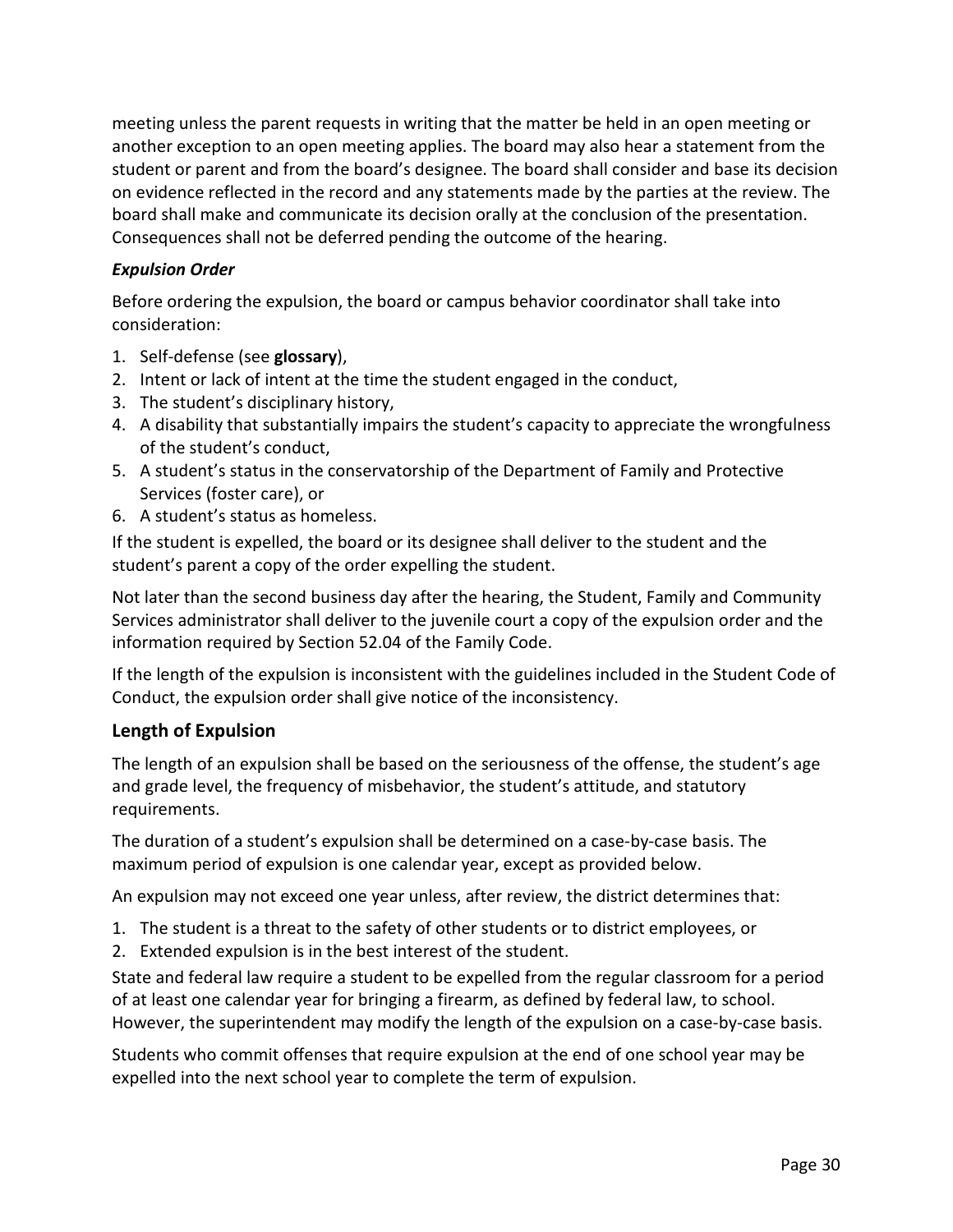meeting unless the parent requests in writing that the matter be held in an open meeting or another exception to an open meeting applies. The board may also hear a statement from the student or parent and from the board's designee. The board shall consider and base its decision on evidence reflected in the record and any statements made by the parties at the review. The board shall make and communicate its decision orally at the conclusion of the presentation. Consequences shall not be deferred pending the outcome of the hearing.

### *Expulsion Order*

Before ordering the expulsion, the board or campus behavior coordinator shall take into consideration:

1. Self-defense (see **glossary**),
2. Intent or lack of intent at the time the student engaged in the conduct,
3. The student's disciplinary history,
4. A disability that substantially impairs the student's capacity to appreciate the wrongfulness of the student's conduct,
5. A student's status in the conservatorship of the Department of Family and Protective Services (foster care), or
6. A student's status as homeless.

If the student is expelled, the board or its designee shall deliver to the student and the student's parent a copy of the order expelling the student.

Not later than the second business day after the hearing, the Student, Family and Community Services administrator shall deliver to the juvenile court a copy of the expulsion order and the information required by Section 52.04 of the Family Code.

If the length of the expulsion is inconsistent with the guidelines included in the Student Code of Conduct, the expulsion order shall give notice of the inconsistency.

## Length of Expulsion

The length of an expulsion shall be based on the seriousness of the offense, the student's age and grade level, the frequency of misbehavior, the student's attitude, and statutory requirements.

The duration of a student's expulsion shall be determined on a case-by-case basis. The maximum period of expulsion is one calendar year, except as provided below.

An expulsion may not exceed one year unless, after review, the district determines that:

1. The student is a threat to the safety of other students or to district employees, or
2. Extended expulsion is in the best interest of the student.

State and federal law require a student to be expelled from the regular classroom for a period of at least one calendar year for bringing a firearm, as defined by federal law, to school. However, the superintendent may modify the length of the expulsion on a case-by-case basis.

Students who commit offenses that require expulsion at the end of one school year may be expelled into the next school year to complete the term of expulsion.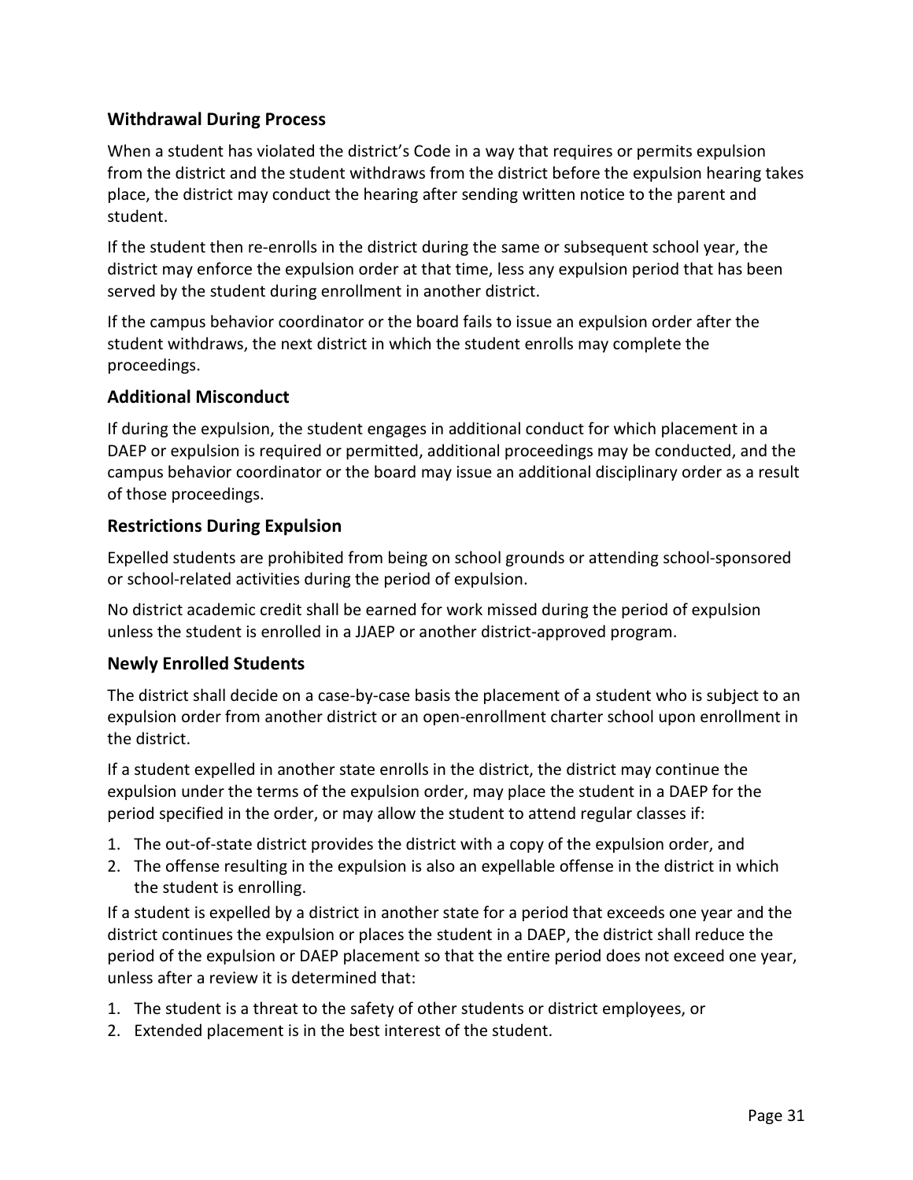### Withdrawal During Process

When a student has violated the district's Code in a way that requires or permits expulsion from the district and the student withdraws from the district before the expulsion hearing takes place, the district may conduct the hearing after sending written notice to the parent and student.

If the student then re-enrolls in the district during the same or subsequent school year, the district may enforce the expulsion order at that time, less any expulsion period that has been served by the student during enrollment in another district.

If the campus behavior coordinator or the board fails to issue an expulsion order after the student withdraws, the next district in which the student enrolls may complete the proceedings.

### Additional Misconduct

If during the expulsion, the student engages in additional conduct for which placement in a DAEP or expulsion is required or permitted, additional proceedings may be conducted, and the campus behavior coordinator or the board may issue an additional disciplinary order as a result of those proceedings.

### Restrictions During Expulsion

Expelled students are prohibited from being on school grounds or attending school-sponsored or school-related activities during the period of expulsion.

No district academic credit shall be earned for work missed during the period of expulsion unless the student is enrolled in a JJAEP or another district-approved program.

### Newly Enrolled Students

The district shall decide on a case-by-case basis the placement of a student who is subject to an expulsion order from another district or an open-enrollment charter school upon enrollment in the district.

If a student expelled in another state enrolls in the district, the district may continue the expulsion under the terms of the expulsion order, may place the student in a DAEP for the period specified in the order, or may allow the student to attend regular classes if:

1. The out-of-state district provides the district with a copy of the expulsion order, and
2. The offense resulting in the expulsion is also an expellable offense in the district in which the student is enrolling.

If a student is expelled by a district in another state for a period that exceeds one year and the district continues the expulsion or places the student in a DAEP, the district shall reduce the period of the expulsion or DAEP placement so that the entire period does not exceed one year, unless after a review it is determined that:

1. The student is a threat to the safety of other students or district employees, or
2. Extended placement is in the best interest of the student.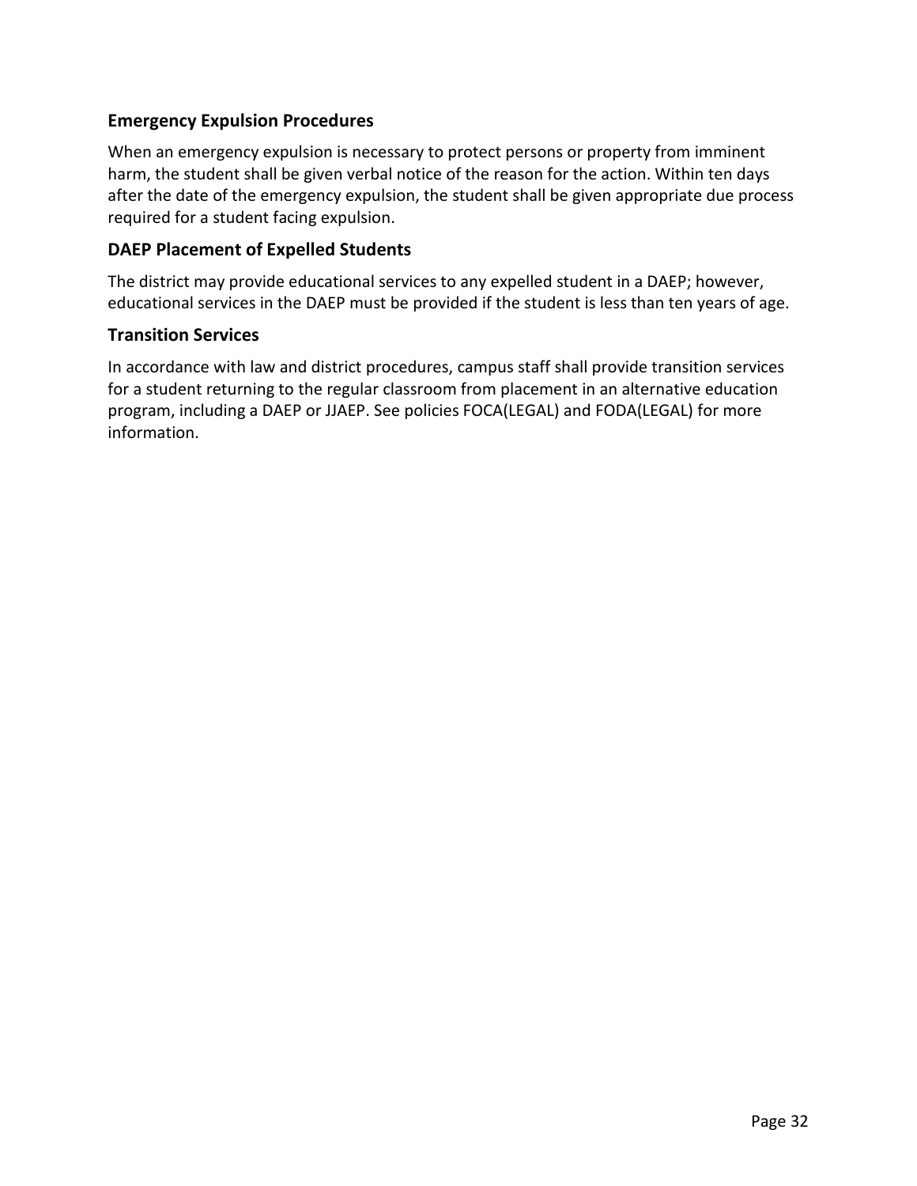### Emergency Expulsion Procedures

When an emergency expulsion is necessary to protect persons or property from imminent harm, the student shall be given verbal notice of the reason for the action. Within ten days after the date of the emergency expulsion, the student shall be given appropriate due process required for a student facing expulsion.

### DAEP Placement of Expelled Students

The district may provide educational services to any expelled student in a DAEP; however, educational services in the DAEP must be provided if the student is less than ten years of age.

### Transition Services

In accordance with law and district procedures, campus staff shall provide transition services for a student returning to the regular classroom from placement in an alternative education program, including a DAEP or JJAEP. See policies FOCA(LEGAL) and FODA(LEGAL) for more information.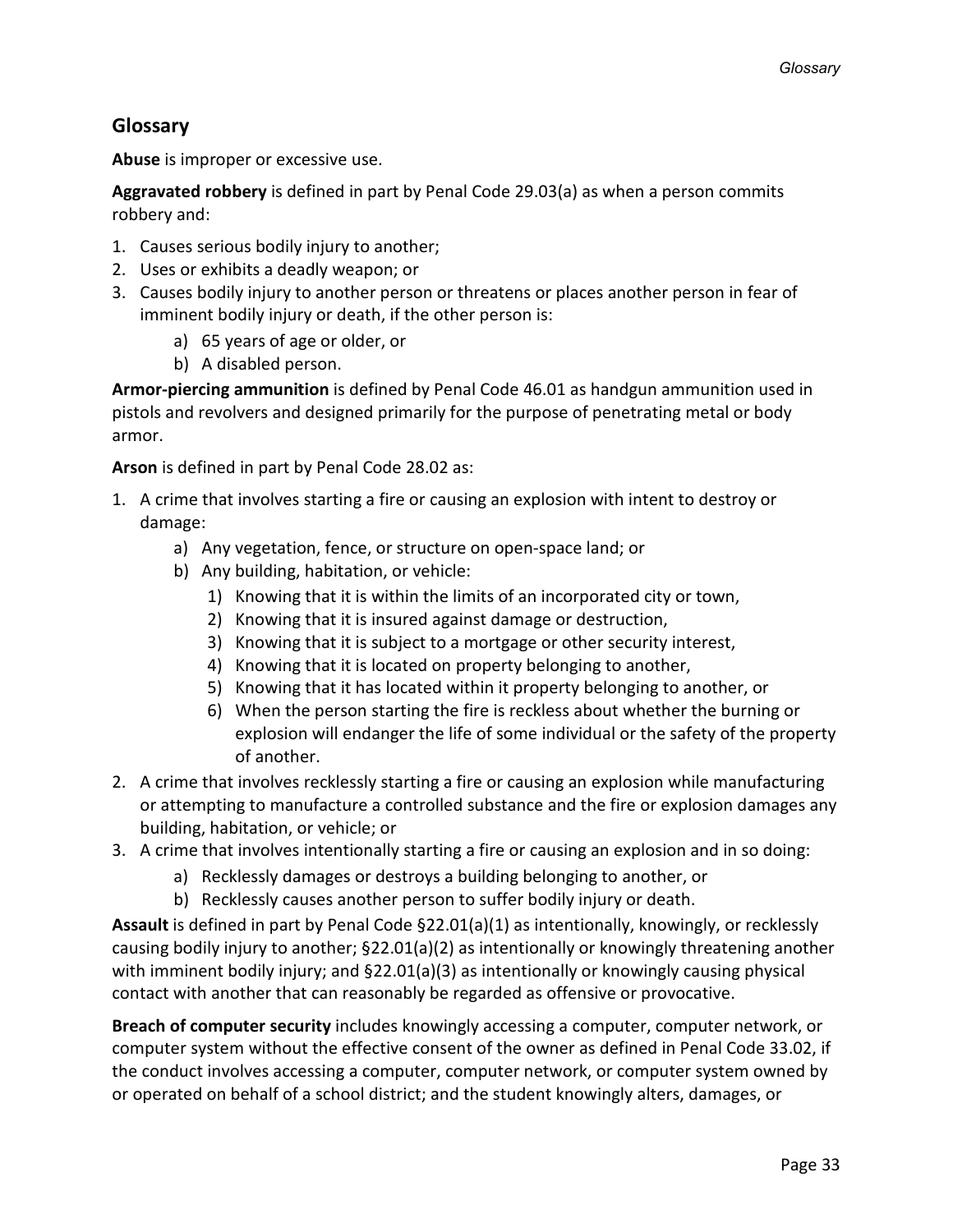## Glossary

**Abuse** is improper or excessive use.

**Aggravated robbery** is defined in part by Penal Code 29.03(a) as when a person commits robbery and:

1. Causes serious bodily injury to another;
2. Uses or exhibits a deadly weapon; or
3. Causes bodily injury to another person or threatens or places another person in fear of imminent bodily injury or death, if the other person is:
    a) 65 years of age or older, or
    b) A disabled person.

**Armor-piercing ammunition** is defined by Penal Code 46.01 as handgun ammunition used in pistols and revolvers and designed primarily for the purpose of penetrating metal or body armor.

**Arson** is defined in part by Penal Code 28.02 as:

1. A crime that involves starting a fire or causing an explosion with intent to destroy or damage:
    a) Any vegetation, fence, or structure on open-space land; or
    b) Any building, habitation, or vehicle:
        1) Knowing that it is within the limits of an incorporated city or town,
        2) Knowing that it is insured against damage or destruction,
        3) Knowing that it is subject to a mortgage or other security interest,
        4) Knowing that it is located on property belonging to another,
        5) Knowing that it has located within it property belonging to another, or
        6) When the person starting the fire is reckless about whether the burning or explosion will endanger the life of some individual or the safety of the property of another.
2. A crime that involves recklessly starting a fire or causing an explosion while manufacturing or attempting to manufacture a controlled substance and the fire or explosion damages any building, habitation, or vehicle; or
3. A crime that involves intentionally starting a fire or causing an explosion and in so doing:
    a) Recklessly damages or destroys a building belonging to another, or
    b) Recklessly causes another person to suffer bodily injury or death.

**Assault** is defined in part by Penal Code §22.01(a)(1) as intentionally, knowingly, or recklessly causing bodily injury to another; §22.01(a)(2) as intentionally or knowingly threatening another with imminent bodily injury; and §22.01(a)(3) as intentionally or knowingly causing physical contact with another that can reasonably be regarded as offensive or provocative.

**Breach of computer security** includes knowingly accessing a computer, computer network, or computer system without the effective consent of the owner as defined in Penal Code 33.02, if the conduct involves accessing a computer, computer network, or computer system owned by or operated on behalf of a school district; and the student knowingly alters, damages, or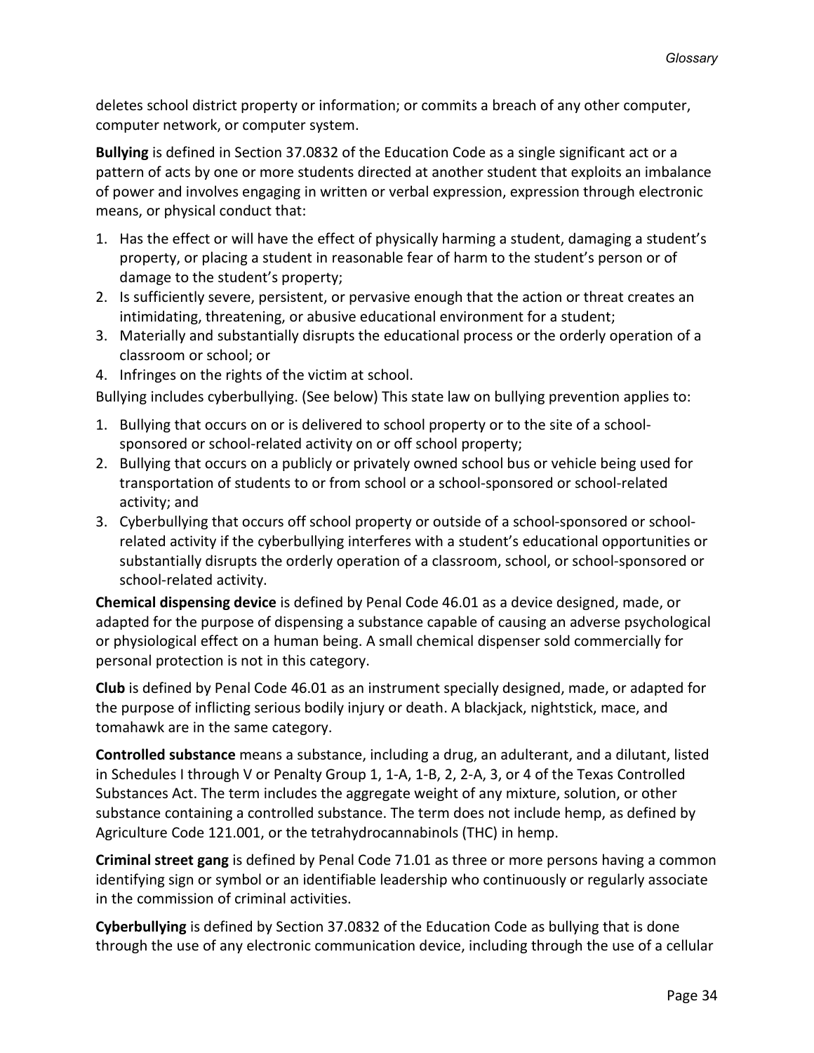deletes school district property or information; or commits a breach of any other computer, computer network, or computer system.

**Bullying** is defined in Section 37.0832 of the Education Code as a single significant act or a pattern of acts by one or more students directed at another student that exploits an imbalance of power and involves engaging in written or verbal expression, expression through electronic means, or physical conduct that:

1. Has the effect or will have the effect of physically harming a student, damaging a student's property, or placing a student in reasonable fear of harm to the student's person or of damage to the student's property;
2. Is sufficiently severe, persistent, or pervasive enough that the action or threat creates an intimidating, threatening, or abusive educational environment for a student;
3. Materially and substantially disrupts the educational process or the orderly operation of a classroom or school; or
4. Infringes on the rights of the victim at school.

Bullying includes cyberbullying. (See below) This state law on bullying prevention applies to:

1. Bullying that occurs on or is delivered to school property or to the site of a school-sponsored or school-related activity on or off school property;
2. Bullying that occurs on a publicly or privately owned school bus or vehicle being used for transportation of students to or from school or a school-sponsored or school-related activity; and
3. Cyberbullying that occurs off school property or outside of a school-sponsored or school-related activity if the cyberbullying interferes with a student's educational opportunities or substantially disrupts the orderly operation of a classroom, school, or school-sponsored or school-related activity.

**Chemical dispensing device** is defined by Penal Code 46.01 as a device designed, made, or adapted for the purpose of dispensing a substance capable of causing an adverse psychological or physiological effect on a human being. A small chemical dispenser sold commercially for personal protection is not in this category.

**Club** is defined by Penal Code 46.01 as an instrument specially designed, made, or adapted for the purpose of inflicting serious bodily injury or death. A blackjack, nightstick, mace, and tomahawk are in the same category.

**Controlled substance** means a substance, including a drug, an adulterant, and a dilutant, listed in Schedules I through V or Penalty Group 1, 1-A, 1-B, 2, 2-A, 3, or 4 of the Texas Controlled Substances Act. The term includes the aggregate weight of any mixture, solution, or other substance containing a controlled substance. The term does not include hemp, as defined by Agriculture Code 121.001, or the tetrahydrocannabinols (THC) in hemp.

**Criminal street gang** is defined by Penal Code 71.01 as three or more persons having a common identifying sign or symbol or an identifiable leadership who continuously or regularly associate in the commission of criminal activities.

**Cyberbullying** is defined by Section 37.0832 of the Education Code as bullying that is done through the use of any electronic communication device, including through the use of a cellular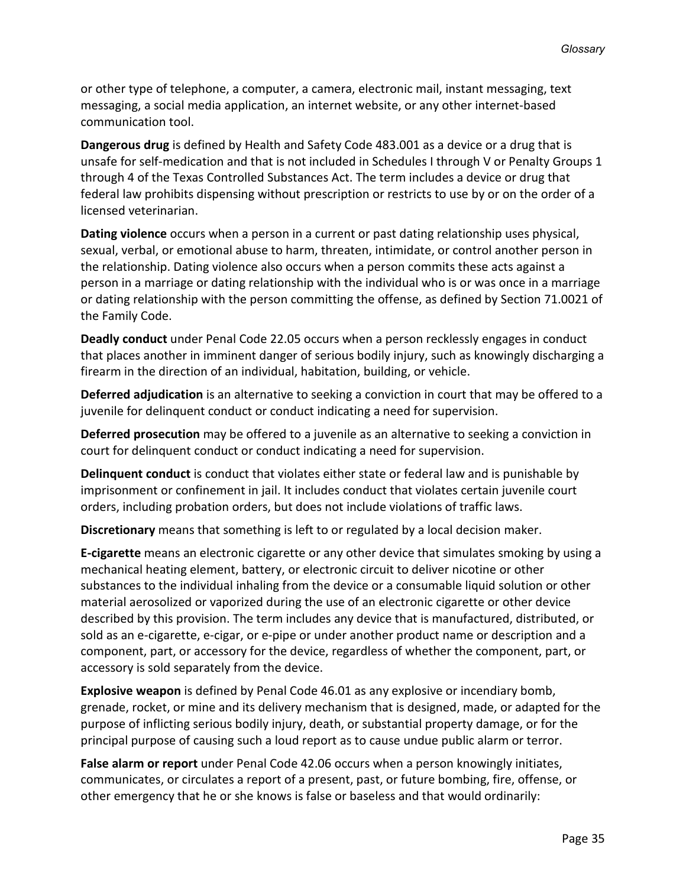or other type of telephone, a computer, a camera, electronic mail, instant messaging, text messaging, a social media application, an internet website, or any other internet-based communication tool.

**Dangerous drug** is defined by Health and Safety Code 483.001 as a device or a drug that is unsafe for self-medication and that is not included in Schedules I through V or Penalty Groups 1 through 4 of the Texas Controlled Substances Act. The term includes a device or drug that federal law prohibits dispensing without prescription or restricts to use by or on the order of a licensed veterinarian.

**Dating violence** occurs when a person in a current or past dating relationship uses physical, sexual, verbal, or emotional abuse to harm, threaten, intimidate, or control another person in the relationship. Dating violence also occurs when a person commits these acts against a person in a marriage or dating relationship with the individual who is or was once in a marriage or dating relationship with the person committing the offense, as defined by Section 71.0021 of the Family Code.

**Deadly conduct** under Penal Code 22.05 occurs when a person recklessly engages in conduct that places another in imminent danger of serious bodily injury, such as knowingly discharging a firearm in the direction of an individual, habitation, building, or vehicle.

**Deferred adjudication** is an alternative to seeking a conviction in court that may be offered to a juvenile for delinquent conduct or conduct indicating a need for supervision.

**Deferred prosecution** may be offered to a juvenile as an alternative to seeking a conviction in court for delinquent conduct or conduct indicating a need for supervision.

**Delinquent conduct** is conduct that violates either state or federal law and is punishable by imprisonment or confinement in jail. It includes conduct that violates certain juvenile court orders, including probation orders, but does not include violations of traffic laws.

**Discretionary** means that something is left to or regulated by a local decision maker.

**E-cigarette** means an electronic cigarette or any other device that simulates smoking by using a mechanical heating element, battery, or electronic circuit to deliver nicotine or other substances to the individual inhaling from the device or a consumable liquid solution or other material aerosolized or vaporized during the use of an electronic cigarette or other device described by this provision. The term includes any device that is manufactured, distributed, or sold as an e-cigarette, e-cigar, or e-pipe or under another product name or description and a component, part, or accessory for the device, regardless of whether the component, part, or accessory is sold separately from the device.

**Explosive weapon** is defined by Penal Code 46.01 as any explosive or incendiary bomb, grenade, rocket, or mine and its delivery mechanism that is designed, made, or adapted for the purpose of inflicting serious bodily injury, death, or substantial property damage, or for the principal purpose of causing such a loud report as to cause undue public alarm or terror.

**False alarm or report** under Penal Code 42.06 occurs when a person knowingly initiates, communicates, or circulates a report of a present, past, or future bombing, fire, offense, or other emergency that he or she knows is false or baseless and that would ordinarily: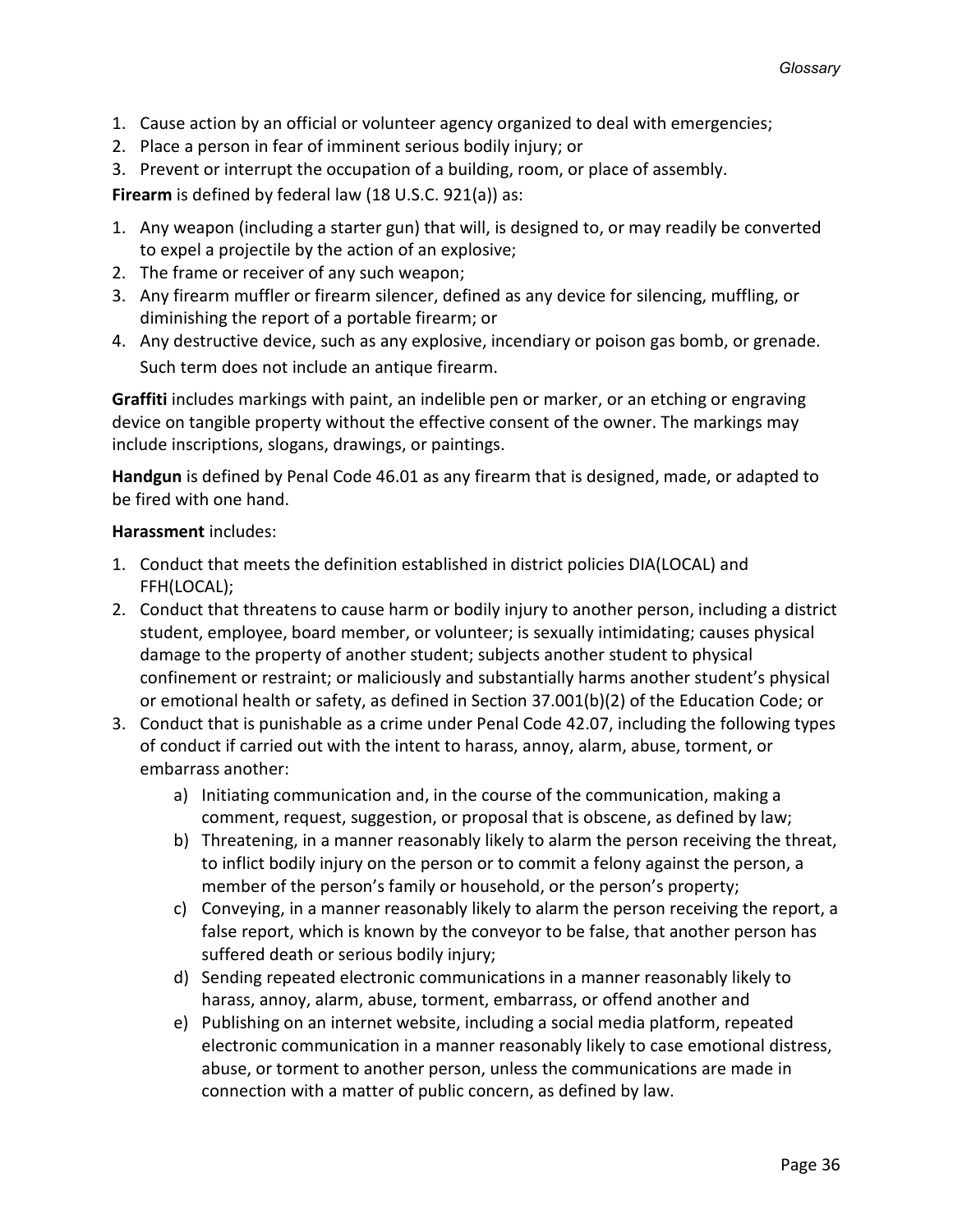1. Cause action by an official or volunteer agency organized to deal with emergencies;
2. Place a person in fear of imminent serious bodily injury; or
3. Prevent or interrupt the occupation of a building, room, or place of assembly.

**Firearm** is defined by federal law (18 U.S.C. 921(a)) as:

1. Any weapon (including a starter gun) that will, is designed to, or may readily be converted to expel a projectile by the action of an explosive;
2. The frame or receiver of any such weapon;
3. Any firearm muffler or firearm silencer, defined as any device for silencing, muffling, or diminishing the report of a portable firearm; or
4. Any destructive device, such as any explosive, incendiary or poison gas bomb, or grenade.

Such term does not include an antique firearm.

**Graffiti** includes markings with paint, an indelible pen or marker, or an etching or engraving device on tangible property without the effective consent of the owner. The markings may include inscriptions, slogans, drawings, or paintings.

**Handgun** is defined by Penal Code 46.01 as any firearm that is designed, made, or adapted to be fired with one hand.

**Harassment** includes:

1. Conduct that meets the definition established in district policies DIA(LOCAL) and FFH(LOCAL);
2. Conduct that threatens to cause harm or bodily injury to another person, including a district student, employee, board member, or volunteer; is sexually intimidating; causes physical damage to the property of another student; subjects another student to physical confinement or restraint; or maliciously and substantially harms another student's physical or emotional health or safety, as defined in Section 37.001(b)(2) of the Education Code; or
3. Conduct that is punishable as a crime under Penal Code 42.07, including the following types of conduct if carried out with the intent to harass, annoy, alarm, abuse, torment, or embarrass another:
    a) Initiating communication and, in the course of the communication, making a comment, request, suggestion, or proposal that is obscene, as defined by law;
    b) Threatening, in a manner reasonably likely to alarm the person receiving the threat, to inflict bodily injury on the person or to commit a felony against the person, a member of the person's family or household, or the person's property;
    c) Conveying, in a manner reasonably likely to alarm the person receiving the report, a false report, which is known by the conveyor to be false, that another person has suffered death or serious bodily injury;
    d) Sending repeated electronic communications in a manner reasonably likely to harass, annoy, alarm, abuse, torment, embarrass, or offend another and
    e) Publishing on an internet website, including a social media platform, repeated electronic communication in a manner reasonably likely to case emotional distress, abuse, or torment to another person, unless the communications are made in connection with a matter of public concern, as defined by law.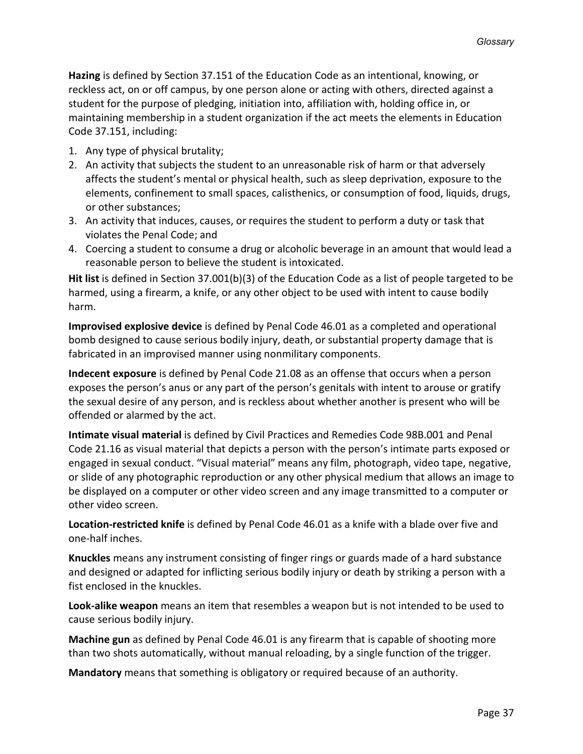**Hazing** is defined by Section 37.151 of the Education Code as an intentional, knowing, or reckless act, on or off campus, by one person alone or acting with others, directed against a student for the purpose of pledging, initiation into, affiliation with, holding office in, or maintaining membership in a student organization if the act meets the elements in Education Code 37.151, including:

1. Any type of physical brutality;
2. An activity that subjects the student to an unreasonable risk of harm or that adversely affects the student's mental or physical health, such as sleep deprivation, exposure to the elements, confinement to small spaces, calisthenics, or consumption of food, liquids, drugs, or other substances;
3. An activity that induces, causes, or requires the student to perform a duty or task that violates the Penal Code; and
4. Coercing a student to consume a drug or alcoholic beverage in an amount that would lead a reasonable person to believe the student is intoxicated.

**Hit list** is defined in Section 37.001(b)(3) of the Education Code as a list of people targeted to be harmed, using a firearm, a knife, or any other object to be used with intent to cause bodily harm.

**Improvised explosive device** is defined by Penal Code 46.01 as a completed and operational bomb designed to cause serious bodily injury, death, or substantial property damage that is fabricated in an improvised manner using nonmilitary components.

**Indecent exposure** is defined by Penal Code 21.08 as an offense that occurs when a person exposes the person's anus or any part of the person's genitals with intent to arouse or gratify the sexual desire of any person, and is reckless about whether another is present who will be offended or alarmed by the act.

**Intimate visual material** is defined by Civil Practices and Remedies Code 98B.001 and Penal Code 21.16 as visual material that depicts a person with the person's intimate parts exposed or engaged in sexual conduct. "Visual material" means any film, photograph, video tape, negative, or slide of any photographic reproduction or any other physical medium that allows an image to be displayed on a computer or other video screen and any image transmitted to a computer or other video screen.

**Location-restricted knife** is defined by Penal Code 46.01 as a knife with a blade over five and one-half inches.

**Knuckles** means any instrument consisting of finger rings or guards made of a hard substance and designed or adapted for inflicting serious bodily injury or death by striking a person with a fist enclosed in the knuckles.

**Look-alike weapon** means an item that resembles a weapon but is not intended to be used to cause serious bodily injury.

**Machine gun** as defined by Penal Code 46.01 is any firearm that is capable of shooting more than two shots automatically, without manual reloading, by a single function of the trigger.

**Mandatory** means that something is obligatory or required because of an authority.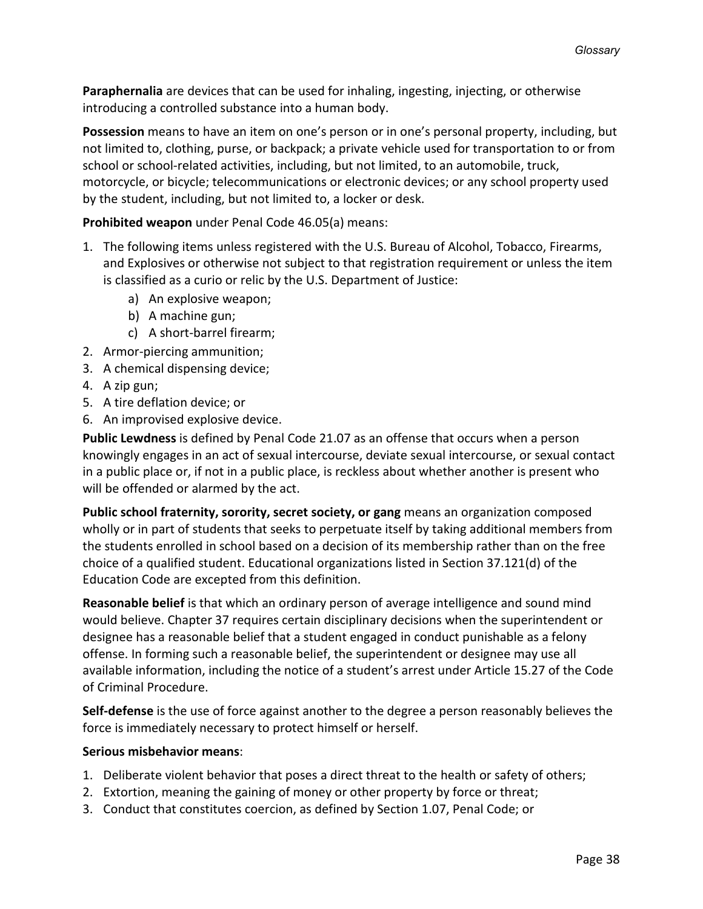**Paraphernalia** are devices that can be used for inhaling, ingesting, injecting, or otherwise introducing a controlled substance into a human body.

**Possession** means to have an item on one's person or in one's personal property, including, but not limited to, clothing, purse, or backpack; a private vehicle used for transportation to or from school or school-related activities, including, but not limited, to an automobile, truck, motorcycle, or bicycle; telecommunications or electronic devices; or any school property used by the student, including, but not limited to, a locker or desk.

**Prohibited weapon** under Penal Code 46.05(a) means:

1. The following items unless registered with the U.S. Bureau of Alcohol, Tobacco, Firearms, and Explosives or otherwise not subject to that registration requirement or unless the item is classified as a curio or relic by the U.S. Department of Justice:
   a) An explosive weapon;
   b) A machine gun;
   c) A short-barrel firearm;
2. Armor-piercing ammunition;
3. A chemical dispensing device;
4. A zip gun;
5. A tire deflation device; or
6. An improvised explosive device.

**Public Lewdness** is defined by Penal Code 21.07 as an offense that occurs when a person knowingly engages in an act of sexual intercourse, deviate sexual intercourse, or sexual contact in a public place or, if not in a public place, is reckless about whether another is present who will be offended or alarmed by the act.

**Public school fraternity, sorority, secret society, or gang** means an organization composed wholly or in part of students that seeks to perpetuate itself by taking additional members from the students enrolled in school based on a decision of its membership rather than on the free choice of a qualified student. Educational organizations listed in Section 37.121(d) of the Education Code are excepted from this definition.

**Reasonable belief** is that which an ordinary person of average intelligence and sound mind would believe. Chapter 37 requires certain disciplinary decisions when the superintendent or designee has a reasonable belief that a student engaged in conduct punishable as a felony offense. In forming such a reasonable belief, the superintendent or designee may use all available information, including the notice of a student's arrest under Article 15.27 of the Code of Criminal Procedure.

**Self-defense** is the use of force against another to the degree a person reasonably believes the force is immediately necessary to protect himself or herself.

**Serious misbehavior means**:

1. Deliberate violent behavior that poses a direct threat to the health or safety of others;
2. Extortion, meaning the gaining of money or other property by force or threat;
3. Conduct that constitutes coercion, as defined by Section 1.07, Penal Code; or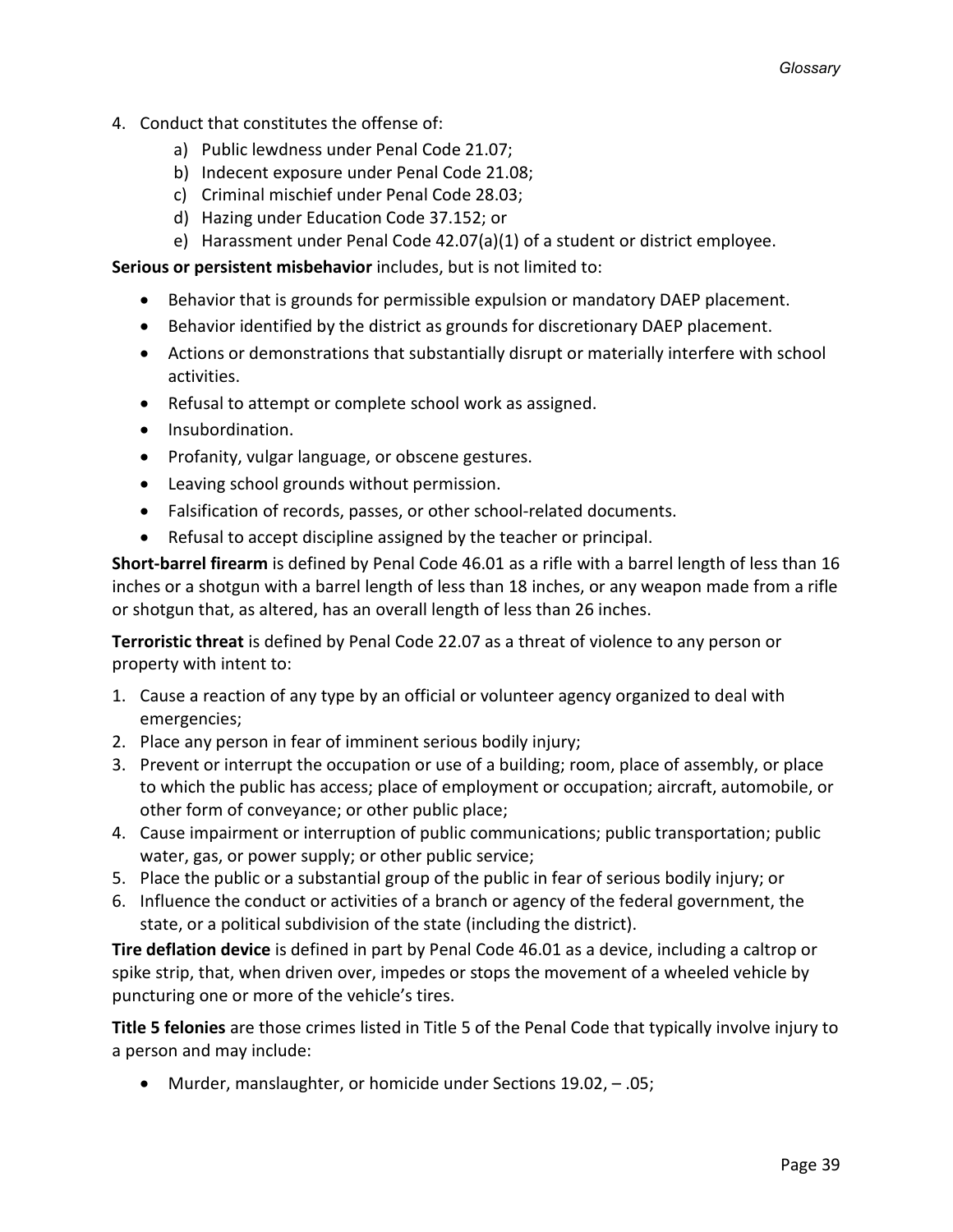4. Conduct that constitutes the offense of:
    a) Public lewdness under Penal Code 21.07;
    b) Indecent exposure under Penal Code 21.08;
    c) Criminal mischief under Penal Code 28.03;
    d) Hazing under Education Code 37.152; or
    e) Harassment under Penal Code 42.07(a)(1) of a student or district employee.

**Serious or persistent misbehavior** includes, but is not limited to:

- Behavior that is grounds for permissible expulsion or mandatory DAEP placement.
- Behavior identified by the district as grounds for discretionary DAEP placement.
- Actions or demonstrations that substantially disrupt or materially interfere with school activities.
- Refusal to attempt or complete school work as assigned.
- Insubordination.
- Profanity, vulgar language, or obscene gestures.
- Leaving school grounds without permission.
- Falsification of records, passes, or other school-related documents.
- Refusal to accept discipline assigned by the teacher or principal.

**Short-barrel firearm** is defined by Penal Code 46.01 as a rifle with a barrel length of less than 16 inches or a shotgun with a barrel length of less than 18 inches, or any weapon made from a rifle or shotgun that, as altered, has an overall length of less than 26 inches.

**Terroristic threat** is defined by Penal Code 22.07 as a threat of violence to any person or property with intent to:

1. Cause a reaction of any type by an official or volunteer agency organized to deal with emergencies;
2. Place any person in fear of imminent serious bodily injury;
3. Prevent or interrupt the occupation or use of a building; room, place of assembly, or place to which the public has access; place of employment or occupation; aircraft, automobile, or other form of conveyance; or other public place;
4. Cause impairment or interruption of public communications; public transportation; public water, gas, or power supply; or other public service;
5. Place the public or a substantial group of the public in fear of serious bodily injury; or
6. Influence the conduct or activities of a branch or agency of the federal government, the state, or a political subdivision of the state (including the district).

**Tire deflation device** is defined in part by Penal Code 46.01 as a device, including a caltrop or spike strip, that, when driven over, impedes or stops the movement of a wheeled vehicle by puncturing one or more of the vehicle's tires.

**Title 5 felonies** are those crimes listed in Title 5 of the Penal Code that typically involve injury to a person and may include:

- Murder, manslaughter, or homicide under Sections 19.02, – .05;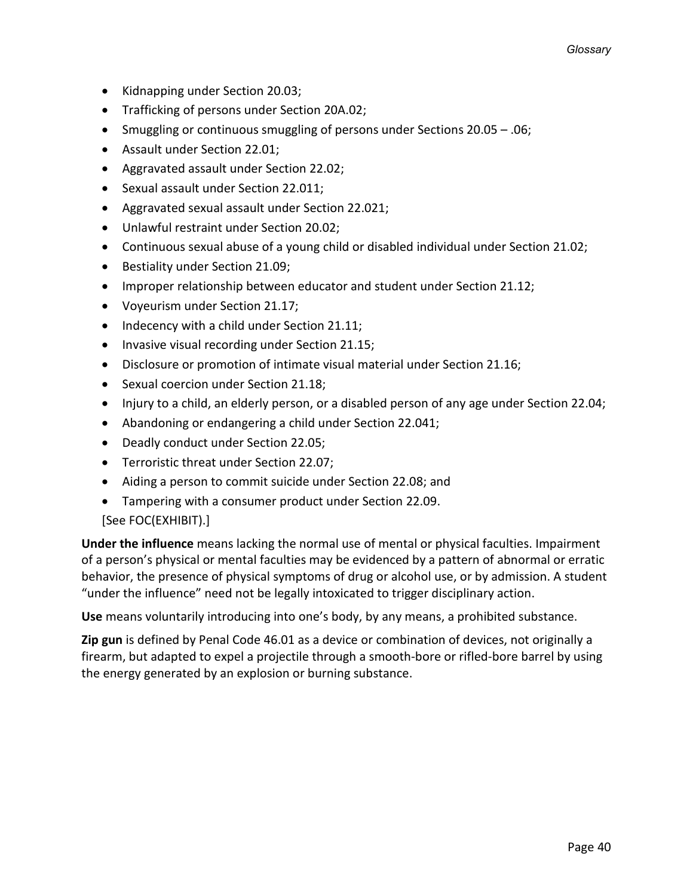- Kidnapping under Section 20.03;
- Trafficking of persons under Section 20A.02;
- Smuggling or continuous smuggling of persons under Sections 20.05 – .06;
- Assault under Section 22.01;
- Aggravated assault under Section 22.02;
- Sexual assault under Section 22.011;
- Aggravated sexual assault under Section 22.021;
- Unlawful restraint under Section 20.02;
- Continuous sexual abuse of a young child or disabled individual under Section 21.02;
- Bestiality under Section 21.09;
- Improper relationship between educator and student under Section 21.12;
- Voyeurism under Section 21.17;
- Indecency with a child under Section 21.11;
- Invasive visual recording under Section 21.15;
- Disclosure or promotion of intimate visual material under Section 21.16;
- Sexual coercion under Section 21.18;
- Injury to a child, an elderly person, or a disabled person of any age under Section 22.04;
- Abandoning or endangering a child under Section 22.041;
- Deadly conduct under Section 22.05;
- Terroristic threat under Section 22.07;
- Aiding a person to commit suicide under Section 22.08; and
- Tampering with a consumer product under Section 22.09.

[See FOC(EXHIBIT).]

**Under the influence** means lacking the normal use of mental or physical faculties. Impairment of a person's physical or mental faculties may be evidenced by a pattern of abnormal or erratic behavior, the presence of physical symptoms of drug or alcohol use, or by admission. A student "under the influence" need not be legally intoxicated to trigger disciplinary action.

**Use** means voluntarily introducing into one's body, by any means, a prohibited substance.

**Zip gun** is defined by Penal Code 46.01 as a device or combination of devices, not originally a firearm, but adapted to expel a projectile through a smooth-bore or rifled-bore barrel by using the energy generated by an explosion or burning substance.